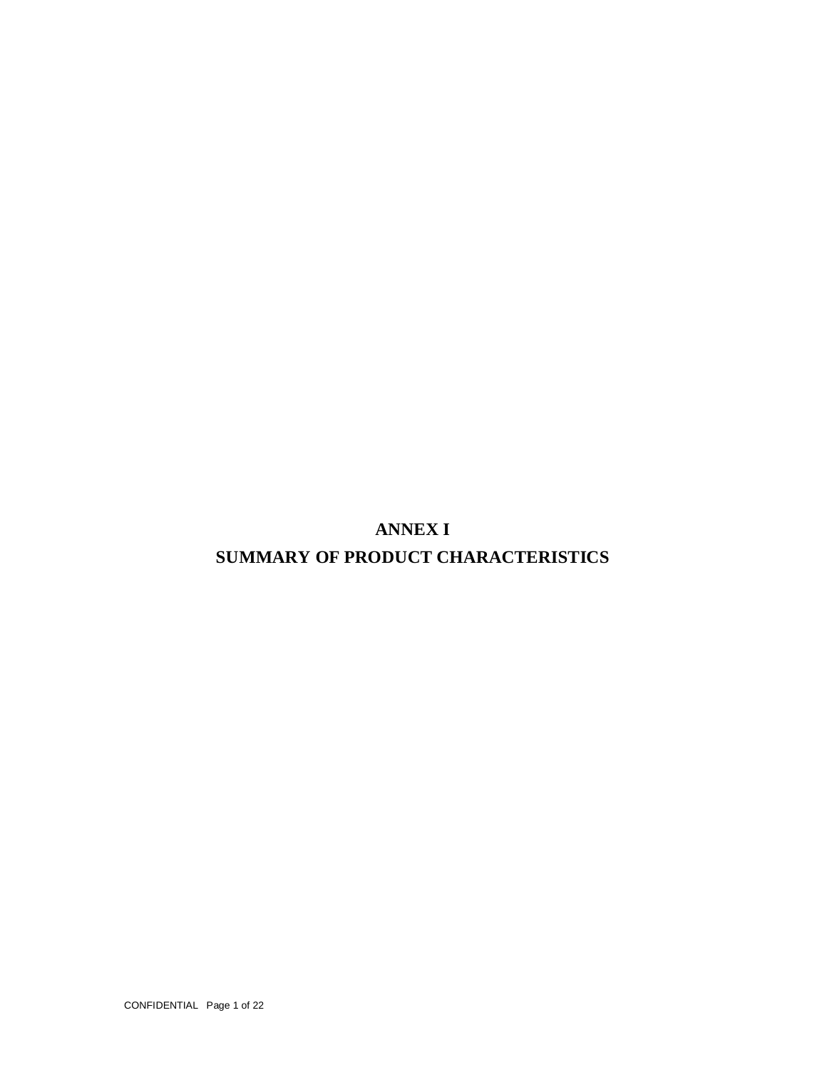# ANNEX I

# SUMMARY OF PRODUCT CHARACTERISTICS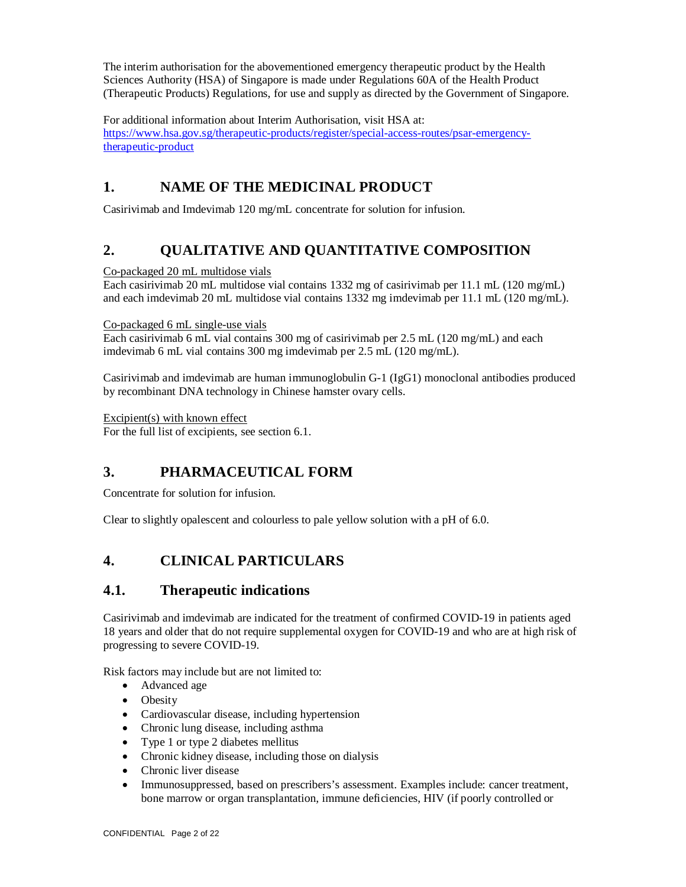The interim authorisation for the abovementioned emergency therapeutic product by the Health Sciences Authority (HSA) of Singapore is made under Regulations 60A of the Health Product (Therapeutic Products) Regulations, for use and supply as directed by the Government of Singapore.

For additional information about Interim Authorisation, visit HSA at:
https://www.hsa.gov.sg/therapeutic-products/register/special-access-routes/psar-emergency-therapeutic-product

## 1. NAME OF THE MEDICINAL PRODUCT

Casirivimab and Imdevimab 120 mg/mL concentrate for solution for infusion.

## 2. QUALITATIVE AND QUANTITATIVE COMPOSITION

Co-packaged 20 mL multidose vials
Each casirivimab 20 mL multidose vial contains 1332 mg of casirivimab per 11.1 mL (120 mg/mL) and each imdevimab 20 mL multidose vial contains 1332 mg imdevimab per 11.1 mL (120 mg/mL).

Co-packaged 6 mL single-use vials
Each casirivimab 6 mL vial contains 300 mg of casirivimab per 2.5 mL (120 mg/mL) and each imdevimab 6 mL vial contains 300 mg imdevimab per 2.5 mL (120 mg/mL).

Casirivimab and imdevimab are human immunoglobulin G-1 (IgG1) monoclonal antibodies produced by recombinant DNA technology in Chinese hamster ovary cells.

Excipient(s) with known effect
For the full list of excipients, see section 6.1.

## 3. PHARMACEUTICAL FORM

Concentrate for solution for infusion.

Clear to slightly opalescent and colourless to pale yellow solution with a pH of 6.0.

## 4. CLINICAL PARTICULARS

### 4.1. Therapeutic indications

Casirivimab and imdevimab are indicated for the treatment of confirmed COVID-19 in patients aged 18 years and older that do not require supplemental oxygen for COVID-19 and who are at high risk of progressing to severe COVID-19.

Risk factors may include but are not limited to:

- Advanced age
- Obesity
- Cardiovascular disease, including hypertension
- Chronic lung disease, including asthma
- Type 1 or type 2 diabetes mellitus
- Chronic kidney disease, including those on dialysis
- Chronic liver disease
- Immunosuppressed, based on prescribers's assessment. Examples include: cancer treatment, bone marrow or organ transplantation, immune deficiencies, HIV (if poorly controlled or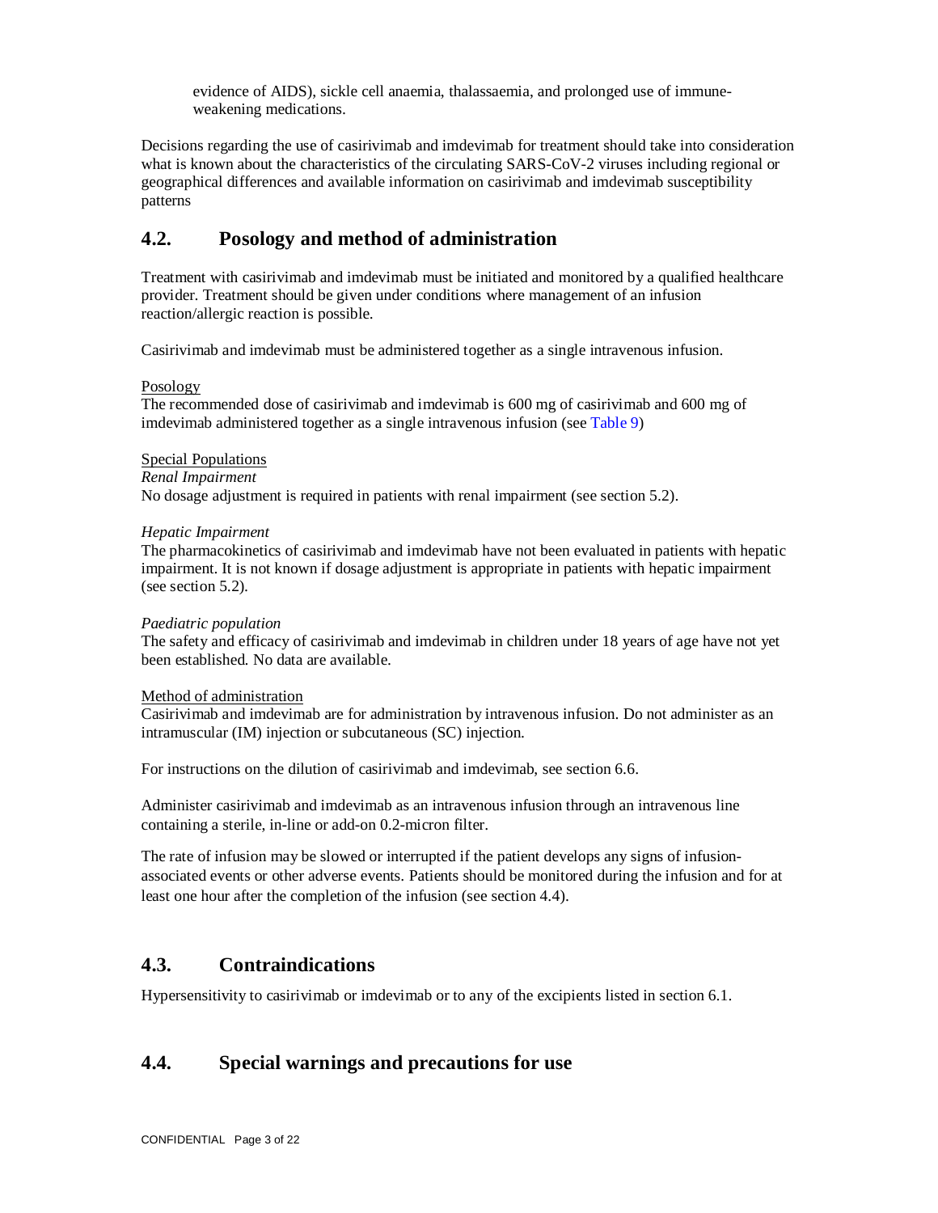evidence of AIDS), sickle cell anaemia, thalassaemia, and prolonged use of immune-weakening medications.

Decisions regarding the use of casirivimab and imdevimab for treatment should take into consideration what is known about the characteristics of the circulating SARS-CoV-2 viruses including regional or geographical differences and available information on casirivimab and imdevimab susceptibility patterns

## 4.2. Posology and method of administration

Treatment with casirivimab and imdevimab must be initiated and monitored by a qualified healthcare provider. Treatment should be given under conditions where management of an infusion reaction/allergic reaction is possible.

Casirivimab and imdevimab must be administered together as a single intravenous infusion.

Posology

The recommended dose of casirivimab and imdevimab is 600 mg of casirivimab and 600 mg of imdevimab administered together as a single intravenous infusion (see Table 9)

Special Populations

*Renal Impairment*

No dosage adjustment is required in patients with renal impairment (see section 5.2).

*Hepatic Impairment*

The pharmacokinetics of casirivimab and imdevimab have not been evaluated in patients with hepatic impairment. It is not known if dosage adjustment is appropriate in patients with hepatic impairment (see section 5.2).

*Paediatric population*

The safety and efficacy of casirivimab and imdevimab in children under 18 years of age have not yet been established. No data are available.

Method of administration

Casirivimab and imdevimab are for administration by intravenous infusion. Do not administer as an intramuscular (IM) injection or subcutaneous (SC) injection.

For instructions on the dilution of casirivimab and imdevimab, see section 6.6.

Administer casirivimab and imdevimab as an intravenous infusion through an intravenous line containing a sterile, in-line or add-on 0.2-micron filter.

The rate of infusion may be slowed or interrupted if the patient develops any signs of infusion-associated events or other adverse events. Patients should be monitored during the infusion and for at least one hour after the completion of the infusion (see section 4.4).

## 4.3. Contraindications

Hypersensitivity to casirivimab or imdevimab or to any of the excipients listed in section 6.1.

## 4.4. Special warnings and precautions for use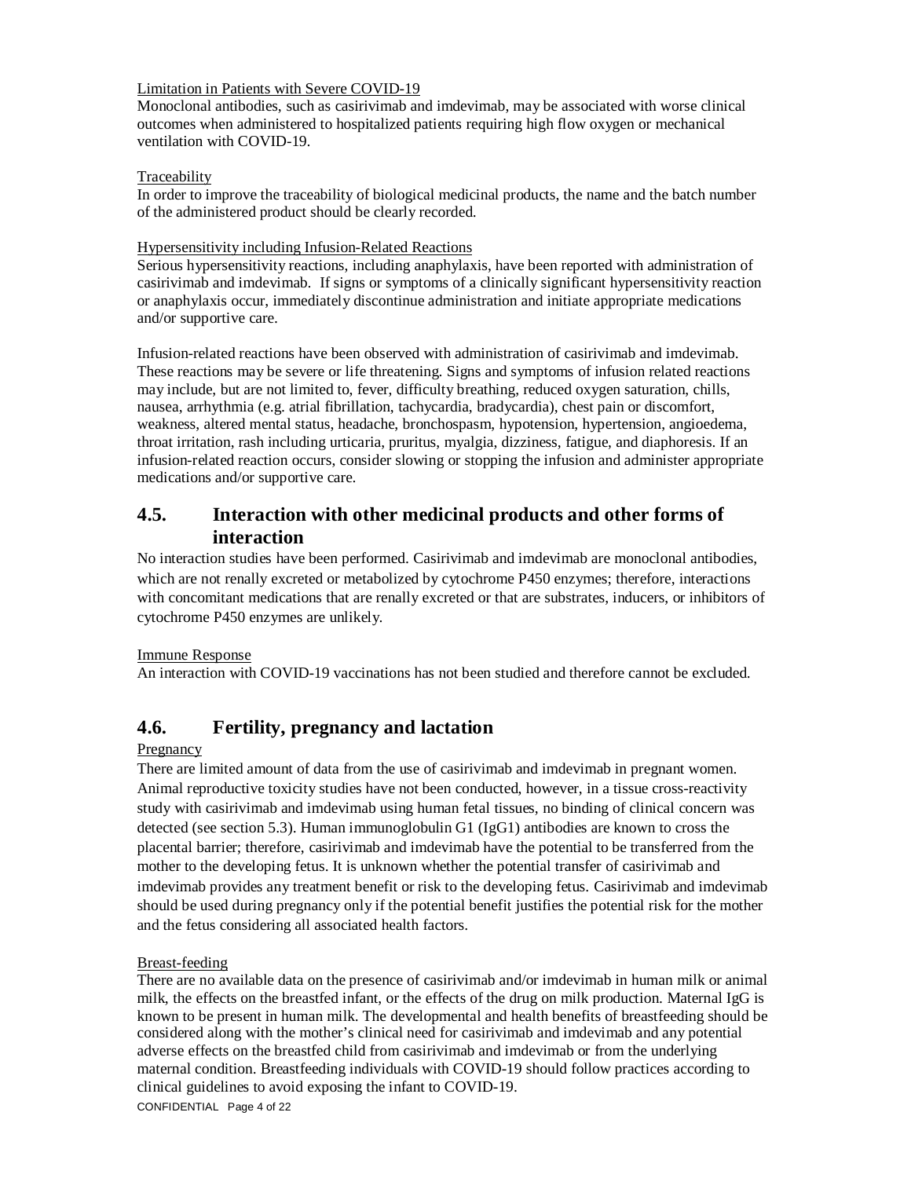Limitation in Patients with Severe COVID-19

Monoclonal antibodies, such as casirivimab and imdevimab, may be associated with worse clinical outcomes when administered to hospitalized patients requiring high flow oxygen or mechanical ventilation with COVID-19.

Traceability

In order to improve the traceability of biological medicinal products, the name and the batch number of the administered product should be clearly recorded.

Hypersensitivity including Infusion-Related Reactions

Serious hypersensitivity reactions, including anaphylaxis, have been reported with administration of casirivimab and imdevimab. If signs or symptoms of a clinically significant hypersensitivity reaction or anaphylaxis occur, immediately discontinue administration and initiate appropriate medications and/or supportive care.

Infusion-related reactions have been observed with administration of casirivimab and imdevimab. These reactions may be severe or life threatening. Signs and symptoms of infusion related reactions may include, but are not limited to, fever, difficulty breathing, reduced oxygen saturation, chills, nausea, arrhythmia (e.g. atrial fibrillation, tachycardia, bradycardia), chest pain or discomfort, weakness, altered mental status, headache, bronchospasm, hypotension, hypertension, angioedema, throat irritation, rash including urticaria, pruritus, myalgia, dizziness, fatigue, and diaphoresis. If an infusion-related reaction occurs, consider slowing or stopping the infusion and administer appropriate medications and/or supportive care.

## 4.5. Interaction with other medicinal products and other forms of interaction

No interaction studies have been performed. Casirivimab and imdevimab are monoclonal antibodies, which are not renally excreted or metabolized by cytochrome P450 enzymes; therefore, interactions with concomitant medications that are renally excreted or that are substrates, inducers, or inhibitors of cytochrome P450 enzymes are unlikely.

Immune Response

An interaction with COVID-19 vaccinations has not been studied and therefore cannot be excluded.

## 4.6. Fertility, pregnancy and lactation

Pregnancy

There are limited amount of data from the use of casirivimab and imdevimab in pregnant women. Animal reproductive toxicity studies have not been conducted, however, in a tissue cross-reactivity study with casirivimab and imdevimab using human fetal tissues, no binding of clinical concern was detected (see section 5.3). Human immunoglobulin G1 (IgG1) antibodies are known to cross the placental barrier; therefore, casirivimab and imdevimab have the potential to be transferred from the mother to the developing fetus. It is unknown whether the potential transfer of casirivimab and imdevimab provides any treatment benefit or risk to the developing fetus. Casirivimab and imdevimab should be used during pregnancy only if the potential benefit justifies the potential risk for the mother and the fetus considering all associated health factors.

Breast-feeding

There are no available data on the presence of casirivimab and/or imdevimab in human milk or animal milk, the effects on the breastfed infant, or the effects of the drug on milk production. Maternal IgG is known to be present in human milk. The developmental and health benefits of breastfeeding should be considered along with the mother's clinical need for casirivimab and imdevimab and any potential adverse effects on the breastfed child from casirivimab and imdevimab or from the underlying maternal condition. Breastfeeding individuals with COVID-19 should follow practices according to clinical guidelines to avoid exposing the infant to COVID-19.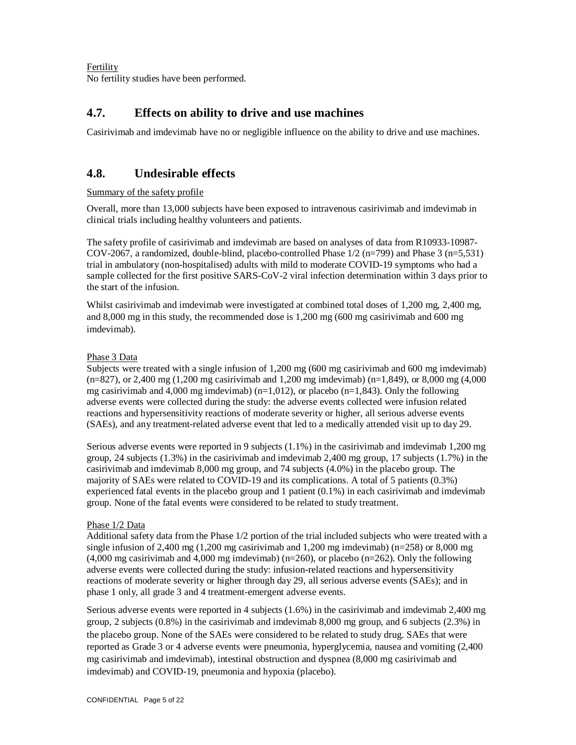Fertility

No fertility studies have been performed.

## 4.7. Effects on ability to drive and use machines

Casirivimab and imdevimab have no or negligible influence on the ability to drive and use machines.

## 4.8. Undesirable effects

Summary of the safety profile

Overall, more than 13,000 subjects have been exposed to intravenous casirivimab and imdevimab in clinical trials including healthy volunteers and patients.

The safety profile of casirivimab and imdevimab are based on analyses of data from R10933-10987-COV-2067, a randomized, double-blind, placebo-controlled Phase 1/2 (n=799) and Phase 3 (n=5,531) trial in ambulatory (non-hospitalised) adults with mild to moderate COVID-19 symptoms who had a sample collected for the first positive SARS-CoV-2 viral infection determination within 3 days prior to the start of the infusion.

Whilst casirivimab and imdevimab were investigated at combined total doses of 1,200 mg, 2,400 mg, and 8,000 mg in this study, the recommended dose is 1,200 mg (600 mg casirivimab and 600 mg imdevimab).

Phase 3 Data

Subjects were treated with a single infusion of 1,200 mg (600 mg casirivimab and 600 mg imdevimab) (n=827), or 2,400 mg (1,200 mg casirivimab and 1,200 mg imdevimab) (n=1,849), or 8,000 mg (4,000 mg casirivimab and 4,000 mg imdevimab) (n=1,012), or placebo (n=1,843). Only the following adverse events were collected during the study: the adverse events collected were infusion related reactions and hypersensitivity reactions of moderate severity or higher, all serious adverse events (SAEs), and any treatment-related adverse event that led to a medically attended visit up to day 29.

Serious adverse events were reported in 9 subjects (1.1%) in the casirivimab and imdevimab 1,200 mg group, 24 subjects (1.3%) in the casirivimab and imdevimab 2,400 mg group, 17 subjects (1.7%) in the casirivimab and imdevimab 8,000 mg group, and 74 subjects (4.0%) in the placebo group. The majority of SAEs were related to COVID-19 and its complications. A total of 5 patients (0.3%) experienced fatal events in the placebo group and 1 patient (0.1%) in each casirivimab and imdevimab group. None of the fatal events were considered to be related to study treatment.

Phase 1/2 Data

Additional safety data from the Phase 1/2 portion of the trial included subjects who were treated with a single infusion of 2,400 mg (1,200 mg casirivimab and 1,200 mg imdevimab) (n=258) or 8,000 mg (4,000 mg casirivimab and 4,000 mg imdevimab) (n=260), or placebo (n=262). Only the following adverse events were collected during the study: infusion-related reactions and hypersensitivity reactions of moderate severity or higher through day 29, all serious adverse events (SAEs); and in phase 1 only, all grade 3 and 4 treatment-emergent adverse events.

Serious adverse events were reported in 4 subjects (1.6%) in the casirivimab and imdevimab 2,400 mg group, 2 subjects (0.8%) in the casirivimab and imdevimab 8,000 mg group, and 6 subjects (2.3%) in the placebo group. None of the SAEs were considered to be related to study drug. SAEs that were reported as Grade 3 or 4 adverse events were pneumonia, hyperglycemia, nausea and vomiting (2,400 mg casirivimab and imdevimab), intestinal obstruction and dyspnea (8,000 mg casirivimab and imdevimab) and COVID-19, pneumonia and hypoxia (placebo).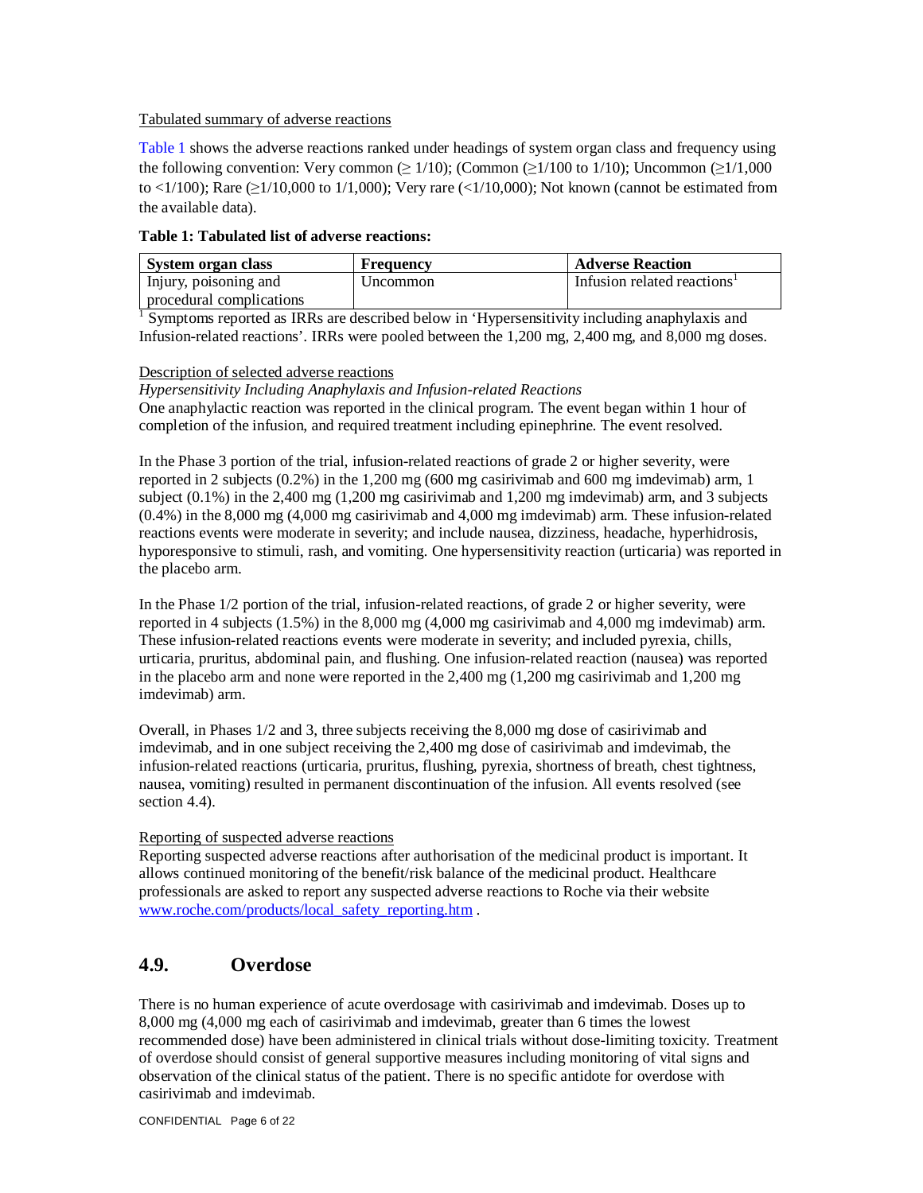Tabulated summary of adverse reactions

Table 1 shows the adverse reactions ranked under headings of system organ class and frequency using the following convention: Very common (≥ 1/10); (Common (≥1/100 to 1/10); Uncommon (≥1/1,000 to <1/100); Rare (≥1/10,000 to 1/1,000); Very rare (<1/10,000); Not known (cannot be estimated from the available data).

**Table 1: Tabulated list of adverse reactions:**

| System organ class | Frequency | Adverse Reaction |
| --- | --- | --- |
| Injury, poisoning and procedural complications | Uncommon | Infusion related reactions[1] |

[1] Symptoms reported as IRRs are described below in 'Hypersensitivity including anaphylaxis and Infusion-related reactions'. IRRs were pooled between the 1,200 mg, 2,400 mg, and 8,000 mg doses.

Description of selected adverse reactions

*Hypersensitivity Including Anaphylaxis and Infusion-related Reactions*

One anaphylactic reaction was reported in the clinical program. The event began within 1 hour of completion of the infusion, and required treatment including epinephrine. The event resolved.

In the Phase 3 portion of the trial, infusion-related reactions of grade 2 or higher severity, were reported in 2 subjects (0.2%) in the 1,200 mg (600 mg casirivimab and 600 mg imdevimab) arm, 1 subject (0.1%) in the 2,400 mg (1,200 mg casirivimab and 1,200 mg imdevimab) arm, and 3 subjects (0.4%) in the 8,000 mg (4,000 mg casirivimab and 4,000 mg imdevimab) arm. These infusion-related reactions events were moderate in severity; and include nausea, dizziness, headache, hyperhidrosis, hyporesponsive to stimuli, rash, and vomiting. One hypersensitivity reaction (urticaria) was reported in the placebo arm.

In the Phase 1/2 portion of the trial, infusion-related reactions, of grade 2 or higher severity, were reported in 4 subjects (1.5%) in the 8,000 mg (4,000 mg casirivimab and 4,000 mg imdevimab) arm. These infusion-related reactions events were moderate in severity; and included pyrexia, chills, urticaria, pruritus, abdominal pain, and flushing. One infusion-related reaction (nausea) was reported in the placebo arm and none were reported in the 2,400 mg (1,200 mg casirivimab and 1,200 mg imdevimab) arm.

Overall, in Phases 1/2 and 3, three subjects receiving the 8,000 mg dose of casirivimab and imdevimab, and in one subject receiving the 2,400 mg dose of casirivimab and imdevimab, the infusion-related reactions (urticaria, pruritus, flushing, pyrexia, shortness of breath, chest tightness, nausea, vomiting) resulted in permanent discontinuation of the infusion. All events resolved (see section 4.4).

Reporting of suspected adverse reactions

Reporting suspected adverse reactions after authorisation of the medicinal product is important. It allows continued monitoring of the benefit/risk balance of the medicinal product. Healthcare professionals are asked to report any suspected adverse reactions to Roche via their website www.roche.com/products/local_safety_reporting.htm .

## 4.9. Overdose

There is no human experience of acute overdosage with casirivimab and imdevimab. Doses up to 8,000 mg (4,000 mg each of casirivimab and imdevimab, greater than 6 times the lowest recommended dose) have been administered in clinical trials without dose-limiting toxicity. Treatment of overdose should consist of general supportive measures including monitoring of vital signs and observation of the clinical status of the patient. There is no specific antidote for overdose with casirivimab and imdevimab.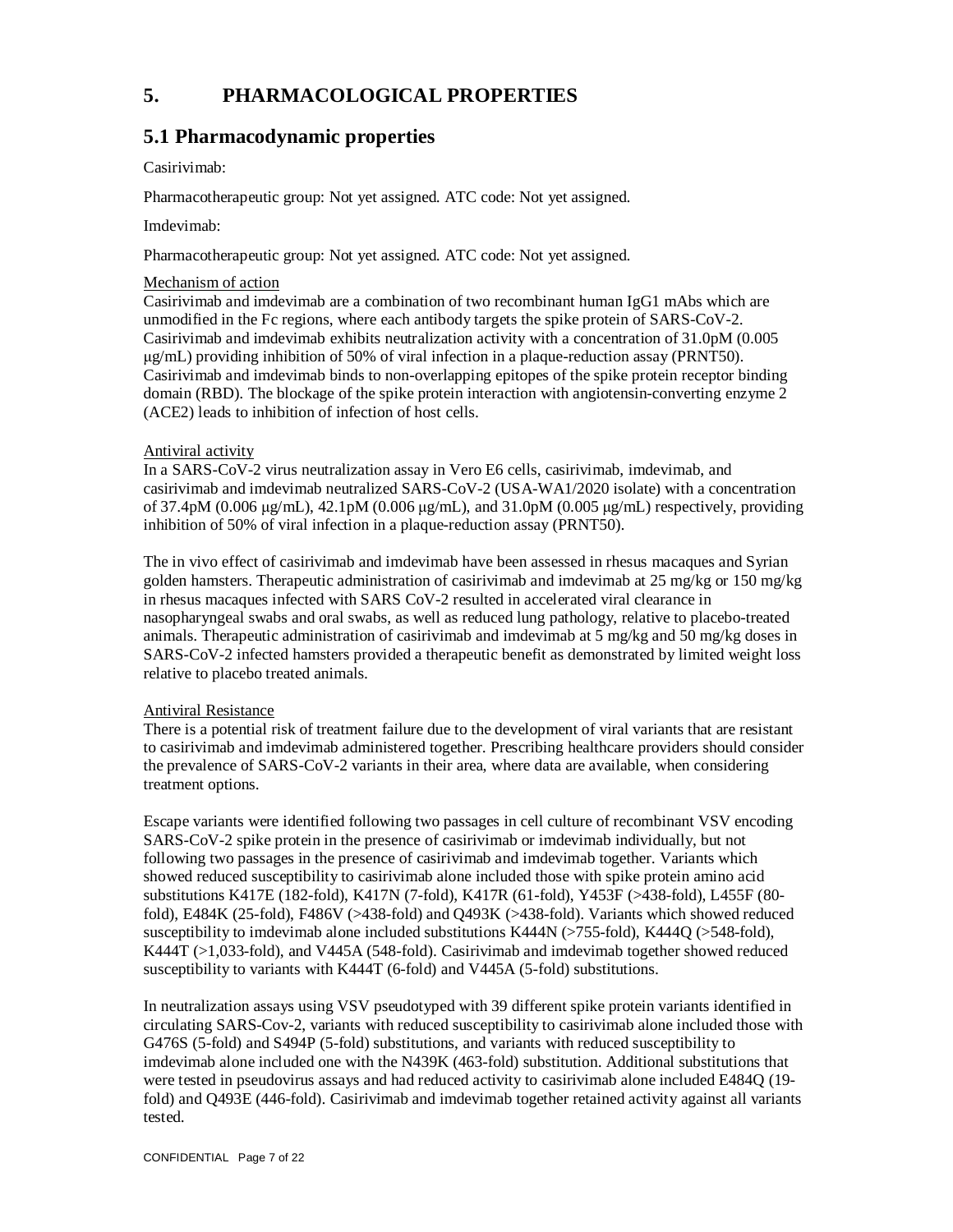# 5. PHARMACOLOGICAL PROPERTIES

## 5.1 Pharmacodynamic properties

Casirivimab:

Pharmacotherapeutic group: Not yet assigned. ATC code: Not yet assigned.

Imdevimab:

Pharmacotherapeutic group: Not yet assigned. ATC code: Not yet assigned.

Mechanism of action

Casirivimab and imdevimab are a combination of two recombinant human IgG1 mAbs which are unmodified in the Fc regions, where each antibody targets the spike protein of SARS-CoV-2. Casirivimab and imdevimab exhibits neutralization activity with a concentration of 31.0pM (0.005 μg/mL) providing inhibition of 50% of viral infection in a plaque-reduction assay (PRNT50). Casirivimab and imdevimab binds to non-overlapping epitopes of the spike protein receptor binding domain (RBD). The blockage of the spike protein interaction with angiotensin-converting enzyme 2 (ACE2) leads to inhibition of infection of host cells.

Antiviral activity

In a SARS-CoV-2 virus neutralization assay in Vero E6 cells, casirivimab, imdevimab, and casirivimab and imdevimab neutralized SARS-CoV-2 (USA-WA1/2020 isolate) with a concentration of 37.4pM (0.006 μg/mL), 42.1pM (0.006 μg/mL), and 31.0pM (0.005 μg/mL) respectively, providing inhibition of 50% of viral infection in a plaque-reduction assay (PRNT50).

The in vivo effect of casirivimab and imdevimab have been assessed in rhesus macaques and Syrian golden hamsters. Therapeutic administration of casirivimab and imdevimab at 25 mg/kg or 150 mg/kg in rhesus macaques infected with SARS CoV-2 resulted in accelerated viral clearance in nasopharyngeal swabs and oral swabs, as well as reduced lung pathology, relative to placebo-treated animals. Therapeutic administration of casirivimab and imdevimab at 5 mg/kg and 50 mg/kg doses in SARS-CoV-2 infected hamsters provided a therapeutic benefit as demonstrated by limited weight loss relative to placebo treated animals.

Antiviral Resistance

There is a potential risk of treatment failure due to the development of viral variants that are resistant to casirivimab and imdevimab administered together. Prescribing healthcare providers should consider the prevalence of SARS-CoV-2 variants in their area, where data are available, when considering treatment options.

Escape variants were identified following two passages in cell culture of recombinant VSV encoding SARS-CoV-2 spike protein in the presence of casirivimab or imdevimab individually, but not following two passages in the presence of casirivimab and imdevimab together. Variants which showed reduced susceptibility to casirivimab alone included those with spike protein amino acid substitutions K417E (182-fold), K417N (7-fold), K417R (61-fold), Y453F (>438-fold), L455F (80-fold), E484K (25-fold), F486V (>438-fold) and Q493K (>438-fold). Variants which showed reduced susceptibility to imdevimab alone included substitutions K444N (>755-fold), K444Q (>548-fold), K444T (>1,033-fold), and V445A (548-fold). Casirivimab and imdevimab together showed reduced susceptibility to variants with K444T (6-fold) and V445A (5-fold) substitutions.

In neutralization assays using VSV pseudotyped with 39 different spike protein variants identified in circulating SARS-Cov-2, variants with reduced susceptibility to casirivimab alone included those with G476S (5-fold) and S494P (5-fold) substitutions, and variants with reduced susceptibility to imdevimab alone included one with the N439K (463-fold) substitution. Additional substitutions that were tested in pseudovirus assays and had reduced activity to casirivimab alone included E484Q (19-fold) and Q493E (446-fold). Casirivimab and imdevimab together retained activity against all variants tested.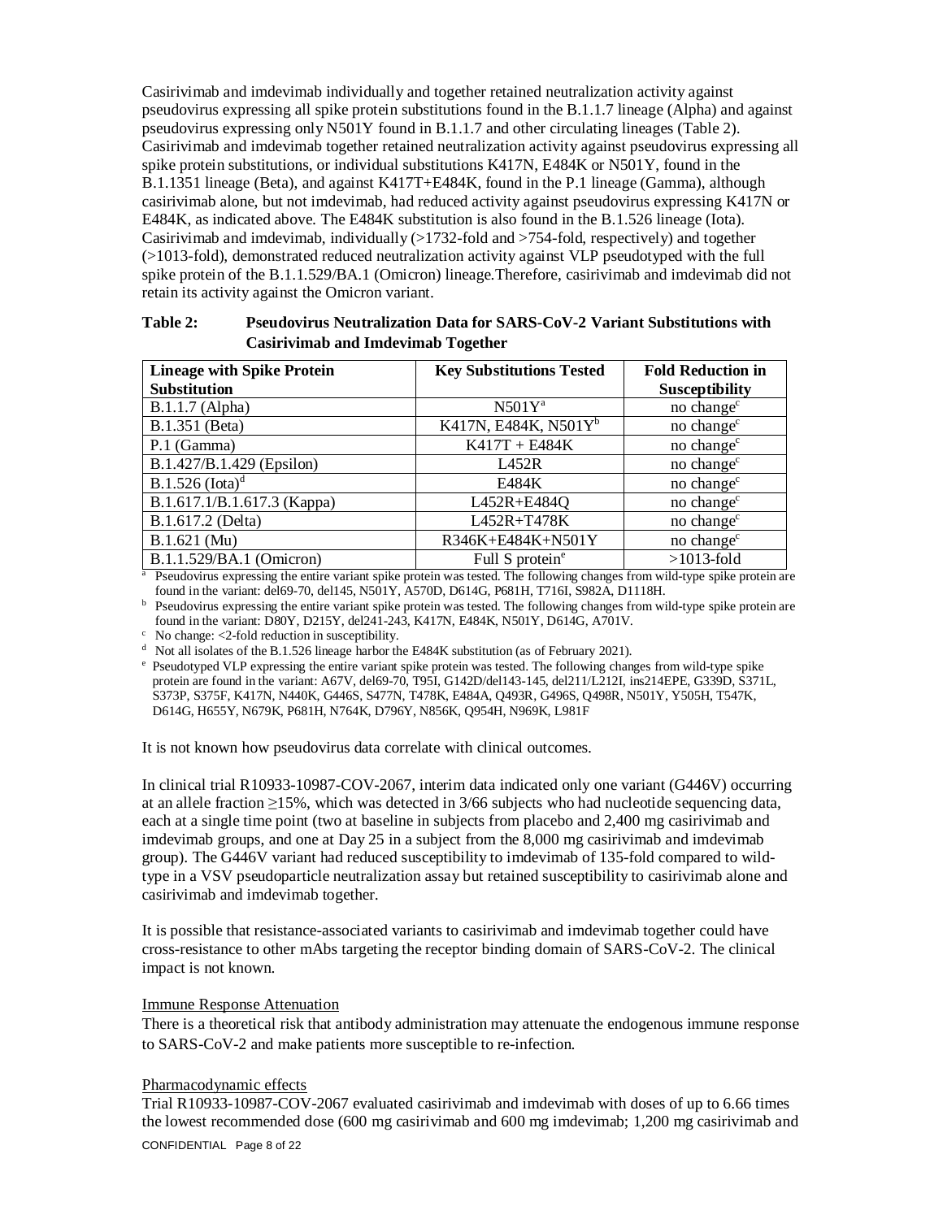Casirivimab and imdevimab individually and together retained neutralization activity against pseudovirus expressing all spike protein substitutions found in the B.1.1.7 lineage (Alpha) and against pseudovirus expressing only N501Y found in B.1.1.7 and other circulating lineages (Table 2). Casirivimab and imdevimab together retained neutralization activity against pseudovirus expressing all spike protein substitutions, or individual substitutions K417N, E484K or N501Y, found in the B.1.1351 lineage (Beta), and against K417T+E484K, found in the P.1 lineage (Gamma), although casirivimab alone, but not imdevimab, had reduced activity against pseudovirus expressing K417N or E484K, as indicated above. The E484K substitution is also found in the B.1.526 lineage (Iota). Casirivimab and imdevimab, individually (>1732-fold and >754-fold, respectively) and together (>1013-fold), demonstrated reduced neutralization activity against VLP pseudotyped with the full spike protein of the B.1.1.529/BA.1 (Omicron) lineage.Therefore, casirivimab and imdevimab did not retain its activity against the Omicron variant.

**Table 2: Pseudovirus Neutralization Data for SARS-CoV-2 Variant Substitutions with Casirivimab and Imdevimab Together**

| Lineage with Spike Protein Substitution | Key Substitutions Tested | Fold Reduction in Susceptibility |
|---|---|---|
| B.1.1.7 (Alpha) | N501Y[a] | no change[c] |
| B.1.351 (Beta) | K417N, E484K, N501Y[b] | no change[c] |
| P.1 (Gamma) | K417T + E484K | no change[c] |
| B.1.427/B.1.429 (Epsilon) | L452R | no change[c] |
| B.1.526 (Iota)[d] | E484K | no change[c] |
| B.1.617.1/B.1.617.3 (Kappa) | L452R+E484Q | no change[c] |
| B.1.617.2 (Delta) | L452R+T478K | no change[c] |
| B.1.621 (Mu) | R346K+E484K+N501Y | no change[c] |
| B.1.1.529/BA.1 (Omicron) | Full S protein[e] | >1013-fold |

[a] Pseudovirus expressing the entire variant spike protein was tested. The following changes from wild-type spike protein are found in the variant: del69-70, del145, N501Y, A570D, D614G, P681H, T716I, S982A, D1118H.

[b] Pseudovirus expressing the entire variant spike protein was tested. The following changes from wild-type spike protein are found in the variant: D80Y, D215Y, del241-243, K417N, E484K, N501Y, D614G, A701V.

[c] No change: <2-fold reduction in susceptibility.

[d] Not all isolates of the B.1.526 lineage harbor the E484K substitution (as of February 2021).

[e] Pseudotyped VLP expressing the entire variant spike protein was tested. The following changes from wild-type spike protein are found in the variant: A67V, del69-70, T95I, G142D/del143-145, del211/L212I, ins214EPE, G339D, S371L, S373P, S375F, K417N, N440K, G446S, S477N, T478K, E484A, Q493R, G496S, Q498R, N501Y, Y505H, T547K, D614G, H655Y, N679K, P681H, N764K, D796Y, N856K, Q954H, N969K, L981F

It is not known how pseudovirus data correlate with clinical outcomes.

In clinical trial R10933-10987-COV-2067, interim data indicated only one variant (G446V) occurring at an allele fraction ≥15%, which was detected in 3/66 subjects who had nucleotide sequencing data, each at a single time point (two at baseline in subjects from placebo and 2,400 mg casirivimab and imdevimab groups, and one at Day 25 in a subject from the 8,000 mg casirivimab and imdevimab group). The G446V variant had reduced susceptibility to imdevimab of 135-fold compared to wild-type in a VSV pseudoparticle neutralization assay but retained susceptibility to casirivimab alone and casirivimab and imdevimab together.

It is possible that resistance-associated variants to casirivimab and imdevimab together could have cross-resistance to other mAbs targeting the receptor binding domain of SARS-CoV-2. The clinical impact is not known.

Immune Response Attenuation

There is a theoretical risk that antibody administration may attenuate the endogenous immune response to SARS-CoV-2 and make patients more susceptible to re-infection.

Pharmacodynamic effects

Trial R10933-10987-COV-2067 evaluated casirivimab and imdevimab with doses of up to 6.66 times the lowest recommended dose (600 mg casirivimab and 600 mg imdevimab; 1,200 mg casirivimab and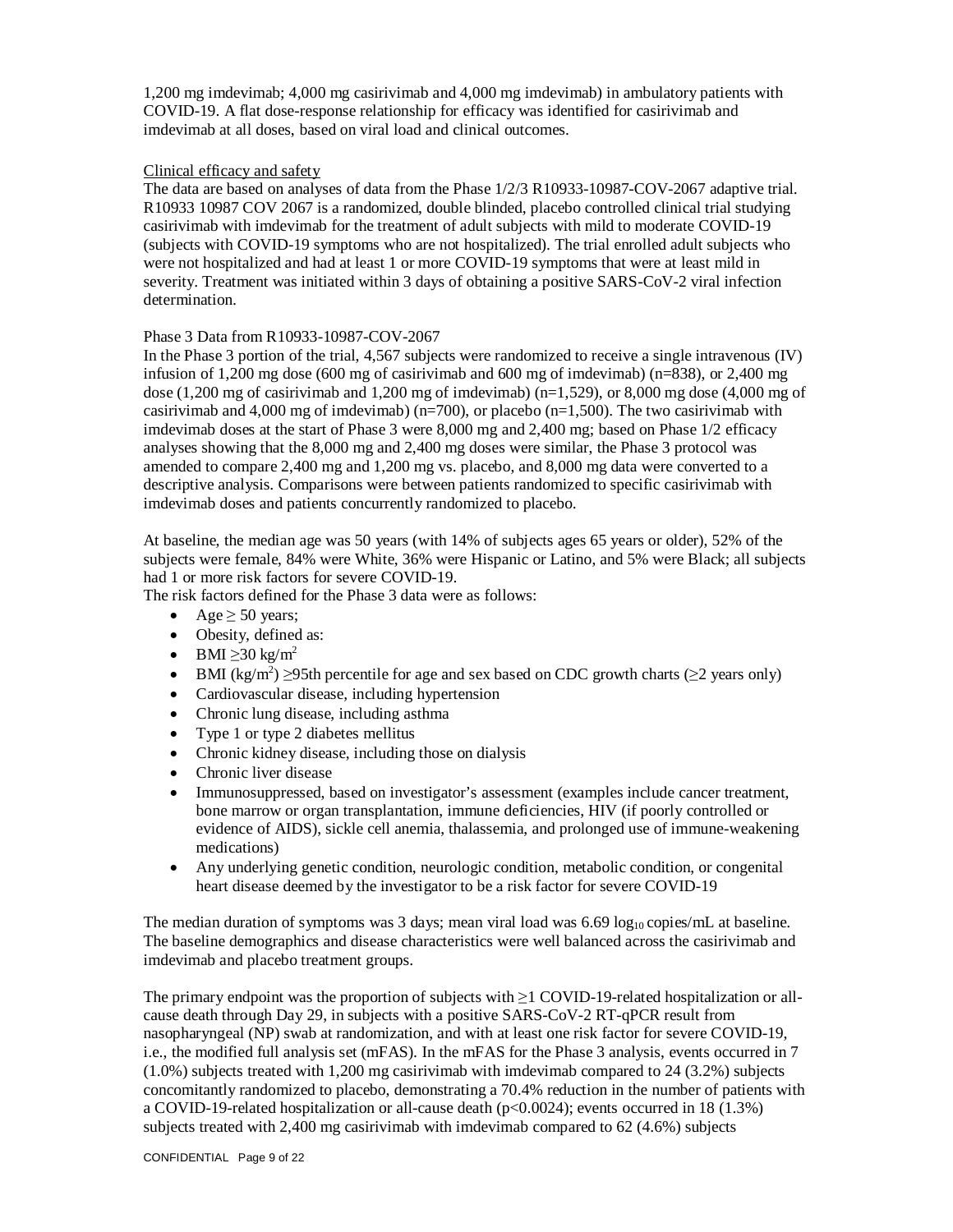1,200 mg imdevimab; 4,000 mg casirivimab and 4,000 mg imdevimab) in ambulatory patients with COVID-19. A flat dose-response relationship for efficacy was identified for casirivimab and imdevimab at all doses, based on viral load and clinical outcomes.

Clinical efficacy and safety

The data are based on analyses of data from the Phase 1/2/3 R10933-10987-COV-2067 adaptive trial. R10933 10987 COV 2067 is a randomized, double blinded, placebo controlled clinical trial studying casirivimab with imdevimab for the treatment of adult subjects with mild to moderate COVID-19 (subjects with COVID-19 symptoms who are not hospitalized). The trial enrolled adult subjects who were not hospitalized and had at least 1 or more COVID-19 symptoms that were at least mild in severity. Treatment was initiated within 3 days of obtaining a positive SARS-CoV-2 viral infection determination.

Phase 3 Data from R10933-10987-COV-2067

In the Phase 3 portion of the trial, 4,567 subjects were randomized to receive a single intravenous (IV) infusion of 1,200 mg dose (600 mg of casirivimab and 600 mg of imdevimab) (n=838), or 2,400 mg dose (1,200 mg of casirivimab and 1,200 mg of imdevimab) (n=1,529), or 8,000 mg dose (4,000 mg of casirivimab and 4,000 mg of imdevimab) (n=700), or placebo (n=1,500). The two casirivimab with imdevimab doses at the start of Phase 3 were 8,000 mg and 2,400 mg; based on Phase 1/2 efficacy analyses showing that the 8,000 mg and 2,400 mg doses were similar, the Phase 3 protocol was amended to compare 2,400 mg and 1,200 mg vs. placebo, and 8,000 mg data were converted to a descriptive analysis. Comparisons were between patients randomized to specific casirivimab with imdevimab doses and patients concurrently randomized to placebo.

At baseline, the median age was 50 years (with 14% of subjects ages 65 years or older), 52% of the subjects were female, 84% were White, 36% were Hispanic or Latino, and 5% were Black; all subjects had 1 or more risk factors for severe COVID-19.

The risk factors defined for the Phase 3 data were as follows:

- Age ≥ 50 years;
- Obesity, defined as:
- BMI ≥30 kg/m$^2$
- BMI (kg/m$^2$) ≥95th percentile for age and sex based on CDC growth charts (≥2 years only)
- Cardiovascular disease, including hypertension
- Chronic lung disease, including asthma
- Type 1 or type 2 diabetes mellitus
- Chronic kidney disease, including those on dialysis
- Chronic liver disease
- Immunosuppressed, based on investigator's assessment (examples include cancer treatment, bone marrow or organ transplantation, immune deficiencies, HIV (if poorly controlled or evidence of AIDS), sickle cell anemia, thalassemia, and prolonged use of immune-weakening medications)
- Any underlying genetic condition, neurologic condition, metabolic condition, or congenital heart disease deemed by the investigator to be a risk factor for severe COVID-19

The median duration of symptoms was 3 days; mean viral load was 6.69 $\log_{10}$ copies/mL at baseline. The baseline demographics and disease characteristics were well balanced across the casirivimab and imdevimab and placebo treatment groups.

The primary endpoint was the proportion of subjects with ≥1 COVID-19-related hospitalization or all-cause death through Day 29, in subjects with a positive SARS-CoV-2 RT-qPCR result from nasopharyngeal (NP) swab at randomization, and with at least one risk factor for severe COVID-19, i.e., the modified full analysis set (mFAS). In the mFAS for the Phase 3 analysis, events occurred in 7 (1.0%) subjects treated with 1,200 mg casirivimab with imdevimab compared to 24 (3.2%) subjects concomitantly randomized to placebo, demonstrating a 70.4% reduction in the number of patients with a COVID-19-related hospitalization or all-cause death ($p<0.0024$); events occurred in 18 (1.3%) subjects treated with 2,400 mg casirivimab with imdevimab compared to 62 (4.6%) subjects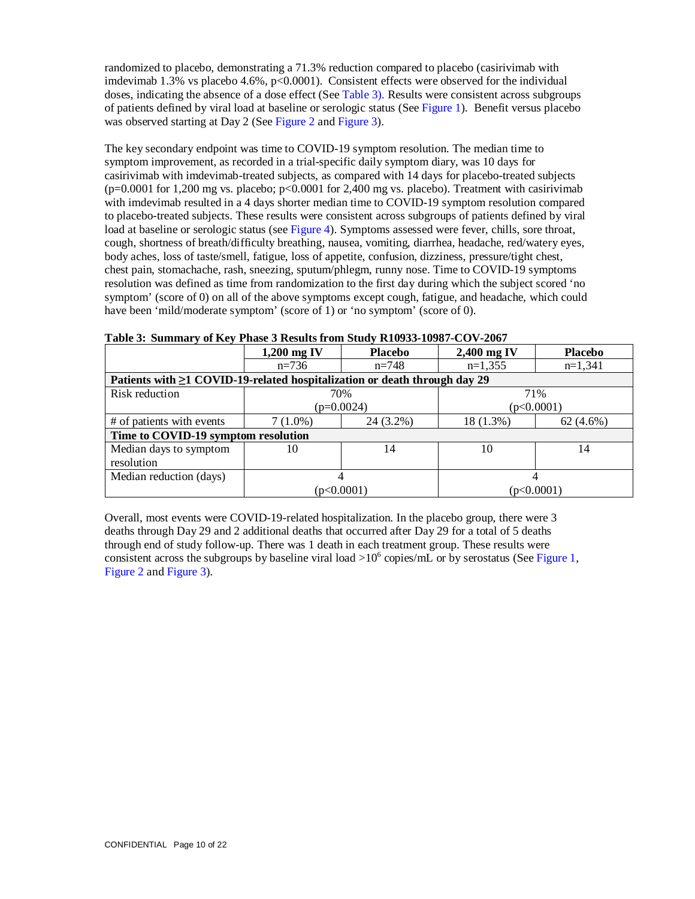randomized to placebo, demonstrating a 71.3% reduction compared to placebo (casirivimab with imdevimab 1.3% vs placebo 4.6%, $p<0.0001$). Consistent effects were observed for the individual doses, indicating the absence of a dose effect (See Table 3). Results were consistent across subgroups of patients defined by viral load at baseline or serologic status (See Figure 1). Benefit versus placebo was observed starting at Day 2 (See Figure 2 and Figure 3).

The key secondary endpoint was time to COVID-19 symptom resolution. The median time to symptom improvement, as recorded in a trial-specific daily symptom diary, was 10 days for casirivimab with imdevimab-treated subjects, as compared with 14 days for placebo-treated subjects ($p=0.0001$ for 1,200 mg vs. placebo; $p<0.0001$ for 2,400 mg vs. placebo). Treatment with casirivimab with imdevimab resulted in a 4 days shorter median time to COVID-19 symptom resolution compared to placebo-treated subjects. These results were consistent across subgroups of patients defined by viral load at baseline or serologic status (see Figure 4). Symptoms assessed were fever, chills, sore throat, cough, shortness of breath/difficulty breathing, nausea, vomiting, diarrhea, headache, red/watery eyes, body aches, loss of taste/smell, fatigue, loss of appetite, confusion, dizziness, pressure/tight chest, chest pain, stomachache, rash, sneezing, sputum/phlegm, runny nose. Time to COVID-19 symptoms resolution was defined as time from randomization to the first day during which the subject scored 'no symptom' (score of 0) on all of the above symptoms except cough, fatigue, and headache, which could have been 'mild/moderate symptom' (score of 1) or 'no symptom' (score of 0).

**Table 3: Summary of Key Phase 3 Results from Study R10933-10987-COV-2067**

| | **1,200 mg IV** | **Placebo** | **2,400 mg IV** | **Placebo** |
|---|---|---|---|---|
| | n=736 | n=748 | n=1,355 | n=1,341 |
| **Patients with ≥1 COVID-19-related hospitalization or death through day 29** | | | | |
| Risk reduction | 70% (p=0.0024) | | 71% (p<0.0001) | |
| # of patients with events | 7 (1.0%) | 24 (3.2%) | 18 (1.3%) | 62 (4.6%) |
| **Time to COVID-19 symptom resolution** | | | | |
| Median days to symptom resolution | 10 | 14 | 10 | 14 |
| Median reduction (days) | 4 (p<0.0001) | | 4 (p<0.0001) | |

Overall, most events were COVID-19-related hospitalization. In the placebo group, there were 3 deaths through Day 29 and 2 additional deaths that occurred after Day 29 for a total of 5 deaths through end of study follow-up. There was 1 death in each treatment group. These results were consistent across the subgroups by baseline viral load $>10^6$ copies/mL or by serostatus (See Figure 1, Figure 2 and Figure 3).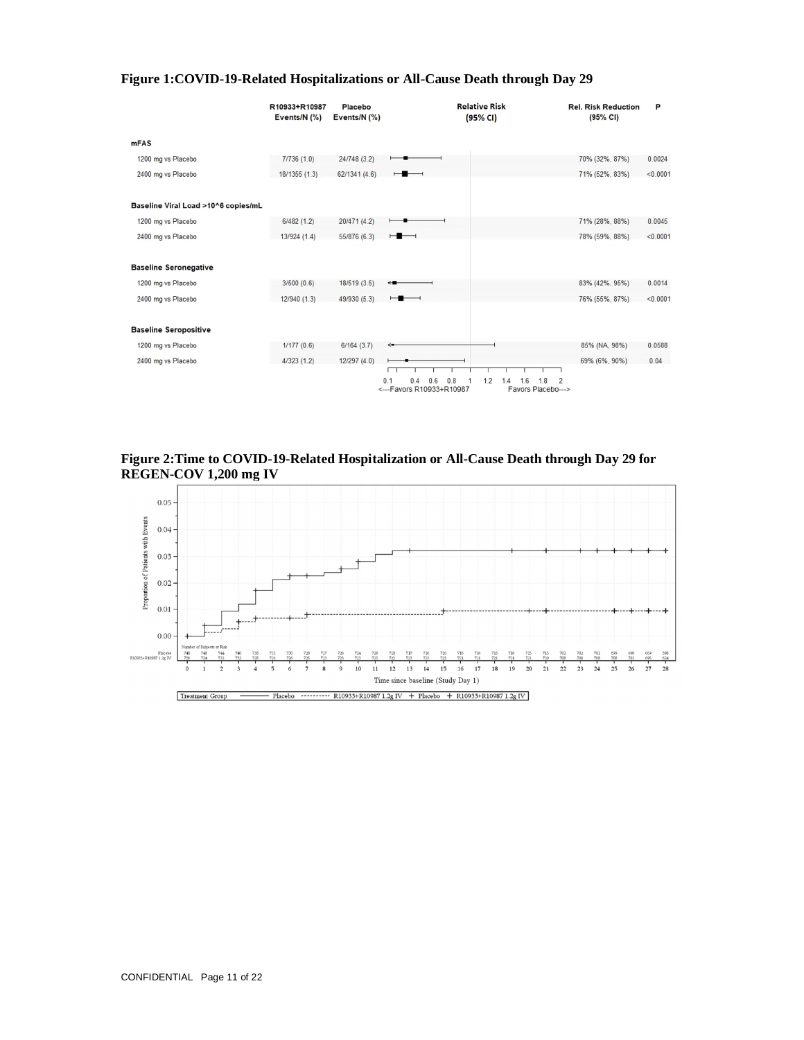**Figure 1:COVID-19-Related Hospitalizations or All-Cause Death through Day 29**

| | R10933+R10987 Events/N (%) | Placebo Events/N (%) | Rel. Risk Reduction (95% CI) | P |
|---|---|---|---|---|
| **mFAS** | | | | |
| 1200 mg vs Placebo | 7/736 (1.0) | 24/748 (3.2) | 70% (32%, 87%) | 0.0024 |
| 2400 mg vs Placebo | 18/1355 (1.3) | 62/1341 (4.6) | 71% (52%, 83%) | <0.0001 |
| **Baseline Viral Load >10^6 copies/mL** | | | | |
| 1200 mg vs Placebo | 6/482 (1.2) | 20/471 (4.2) | 71% (28%, 88%) | 0.0045 |
| 2400 mg vs Placebo | 13/924 (1.4) | 55/876 (6.3) | 78% (59%, 88%) | <0.0001 |
| **Baseline Seronegative** | | | | |
| 1200 mg vs Placebo | 3/500 (0.6) | 18/519 (3.5) | 83% (42%, 95%) | 0.0014 |
| 2400 mg vs Placebo | 12/940 (1.3) | 49/930 (5.3) | 76% (55%, 87%) | <0.0001 |
| **Baseline Seropositive** | | | | |
| 1200 mg vs Placebo | 1/177 (0.6) | 6/164 (3.7) | 85% (NA, 98%) | 0.0588 |
| 2400 mg vs Placebo | 4/323 (1.2) | 12/297 (4.0) | 69% (6%, 90%) | 0.04 |

Relative Risk (95% CI): <---Favors R10933+R10987 | Favors Placebo--->

**Figure 2:Time to COVID-19-Related Hospitalization or All-Cause Death through Day 29 for REGEN-COV 1,200 mg IV**

Treatment Group: —— Placebo; ------ R10933+R10987 1.2g IV; + Placebo; + R10933+R10987 1.2g IV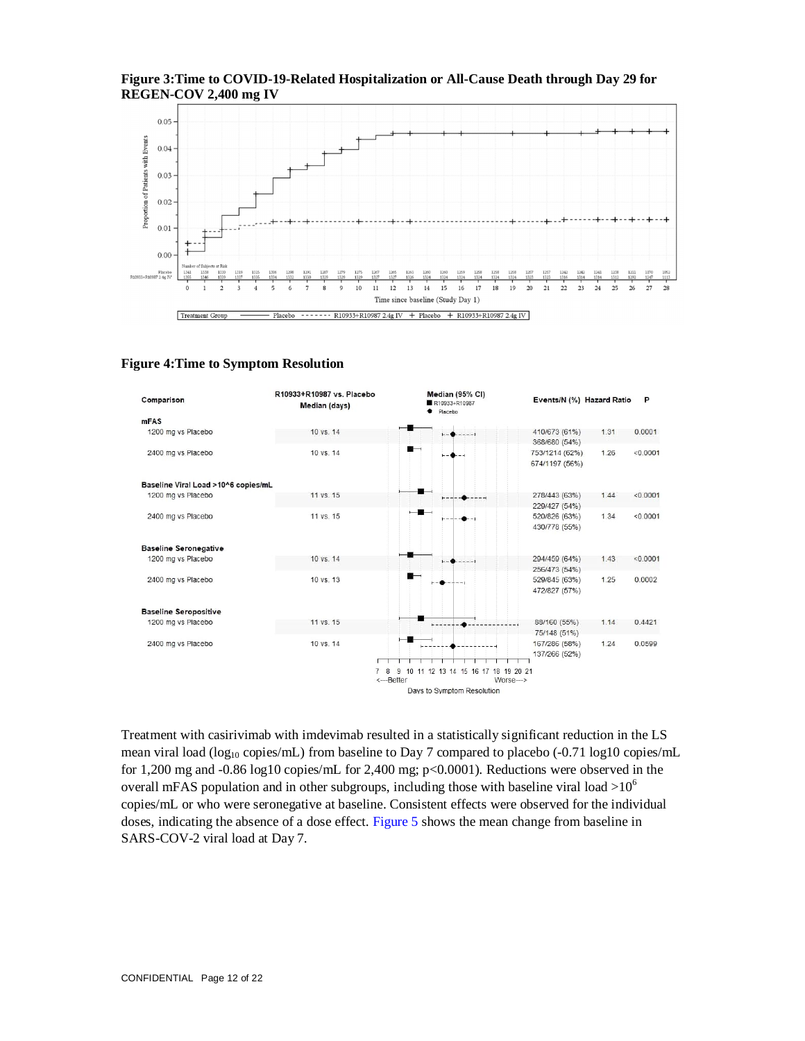**Figure 3: Time to COVID-19-Related Hospitalization or All-Cause Death through Day 29 for REGEN-COV 2,400 mg IV**

**Figure 4: Time to Symptom Resolution**

| Comparison | R10933+R10987 vs. Placebo Median (days) | Events/N (%) | Hazard Ratio | P |
|---|---|---|---|---|
| **mFAS** | | | | |
| 1200 mg vs Placebo | 10 vs. 14 | 410/673 (61%)<br>368/680 (54%) | 1.31 | 0.0001 |
| 2400 mg vs Placebo | 10 vs. 14 | 753/1214 (62%)<br>674/1197 (56%) | 1.26 | <0.0001 |
| **Baseline Viral Load >10^6 copies/mL** | | | | |
| 1200 mg vs Placebo | 11 vs. 15 | 278/443 (63%)<br>229/427 (54%) | 1.44 | <0.0001 |
| 2400 mg vs Placebo | 11 vs. 15 | 520/826 (63%)<br>430/778 (55%) | 1.34 | <0.0001 |
| **Baseline Seronegative** | | | | |
| 1200 mg vs Placebo | 10 vs. 14 | 294/459 (64%)<br>256/473 (54%) | 1.43 | <0.0001 |
| 2400 mg vs Placebo | 10 vs. 13 | 529/845 (63%)<br>472/827 (57%) | 1.25 | 0.0002 |
| **Baseline Seropositive** | | | | |
| 1200 mg vs Placebo | 11 vs. 15 | 88/160 (55%)<br>75/148 (51%) | 1.14 | 0.4421 |
| 2400 mg vs Placebo | 10 vs. 14 | 167/286 (58%)<br>137/266 (52%) | 1.24 | 0.0599 |

Treatment with casirivimab with imdevimab resulted in a statistically significant reduction in the LS mean viral load ($\log_{10}$ copies/mL) from baseline to Day 7 compared to placebo (-0.71 log10 copies/mL for 1,200 mg and -0.86 log10 copies/mL for 2,400 mg; $p<0.0001$). Reductions were observed in the overall mFAS population and in other subgroups, including those with baseline viral load $>10^6$ copies/mL or who were seronegative at baseline. Consistent effects were observed for the individual doses, indicating the absence of a dose effect. Figure 5 shows the mean change from baseline in SARS-COV-2 viral load at Day 7.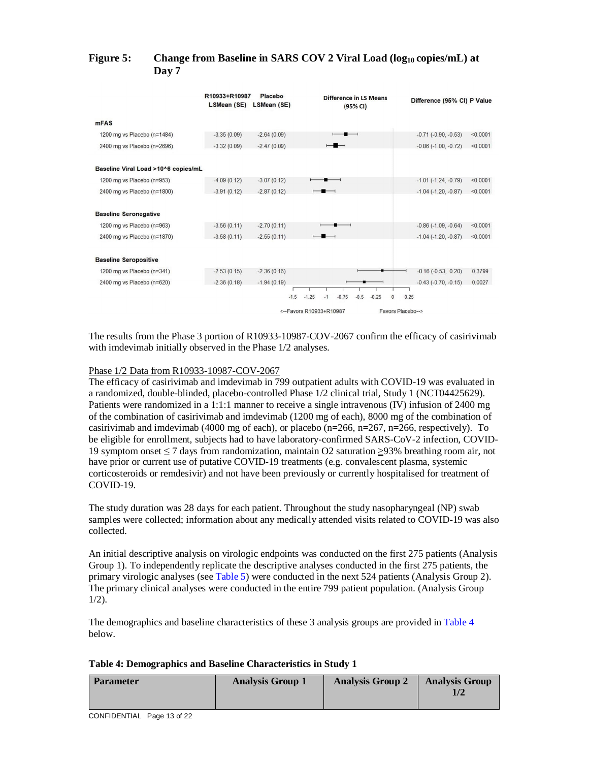**Figure 5: Change from Baseline in SARS COV 2 Viral Load ($log_{10}$ copies/mL) at Day 7**

| | R10933+R10987 LSMean (SE) | Placebo LSMean (SE) | Difference (95% CI) | P Value |
|---|---|---|---|---|
| **mFAS** | | | | |
| 1200 mg vs Placebo (n=1484) | -3.35 (0.09) | -2.64 (0.09) | -0.71 (-0.90, -0.53) | <0.0001 |
| 2400 mg vs Placebo (n=2696) | -3.32 (0.09) | -2.47 (0.09) | -0.86 (-1.00, -0.72) | <0.0001 |
| **Baseline Viral Load >10^6 copies/mL** | | | | |
| 1200 mg vs Placebo (n=953) | -4.09 (0.12) | -3.07 (0.12) | -1.01 (-1.24, -0.79) | <0.0001 |
| 2400 mg vs Placebo (n=1800) | -3.91 (0.12) | -2.87 (0.12) | -1.04 (-1.20, -0.87) | <0.0001 |
| **Baseline Seronegative** | | | | |
| 1200 mg vs Placebo (n=963) | -3.56 (0.11) | -2.70 (0.11) | -0.86 (-1.09, -0.64) | <0.0001 |
| 2400 mg vs Placebo (n=1870) | -3.58 (0.11) | -2.55 (0.11) | -1.04 (-1.20, -0.87) | <0.0001 |
| **Baseline Seropositive** | | | | |
| 1200 mg vs Placebo (n=341) | -2.53 (0.15) | -2.36 (0.16) | -0.16 (-0.53, 0.20) | 0.3799 |
| 2400 mg vs Placebo (n=620) | -2.36 (0.18) | -1.94 (0.19) | -0.43 (-0.70, -0.15) | 0.0027 |

Difference in LS Means (95% CI): <--Favors R10933+R10987 | Favors Placebo-->

The results from the Phase 3 portion of R10933-10987-COV-2067 confirm the efficacy of casirivimab with imdevimab initially observed in the Phase 1/2 analyses.

Phase 1/2 Data from R10933-10987-COV-2067

The efficacy of casirivimab and imdevimab in 799 outpatient adults with COVID-19 was evaluated in a randomized, double-blinded, placebo-controlled Phase 1/2 clinical trial, Study 1 (NCT04425629). Patients were randomized in a 1:1:1 manner to receive a single intravenous (IV) infusion of 2400 mg of the combination of casirivimab and imdevimab (1200 mg of each), 8000 mg of the combination of casirivimab and imdevimab (4000 mg of each), or placebo (n=266, n=267, n=266, respectively). To be eligible for enrollment, subjects had to have laboratory-confirmed SARS-CoV-2 infection, COVID-19 symptom onset ≤ 7 days from randomization, maintain O2 saturation ≥93% breathing room air, not have prior or current use of putative COVID-19 treatments (e.g. convalescent plasma, systemic corticosteroids or remdesivir) and not have been previously or currently hospitalised for treatment of COVID-19.

The study duration was 28 days for each patient. Throughout the study nasopharyngeal (NP) swab samples were collected; information about any medically attended visits related to COVID-19 was also collected.

An initial descriptive analysis on virologic endpoints was conducted on the first 275 patients (Analysis Group 1). To independently replicate the descriptive analyses conducted in the first 275 patients, the primary virologic analyses (see Table 5) were conducted in the next 524 patients (Analysis Group 2). The primary clinical analyses were conducted in the entire 799 patient population. (Analysis Group 1/2).

The demographics and baseline characteristics of these 3 analysis groups are provided in Table 4 below.

**Table 4: Demographics and Baseline Characteristics in Study 1**

| Parameter | Analysis Group 1 | Analysis Group 2 | Analysis Group 1/2 |
|---|---|---|---|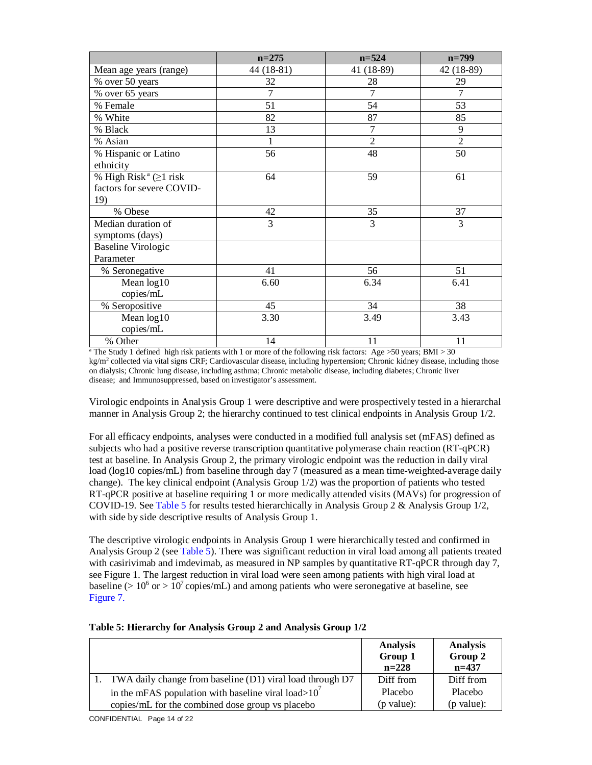| | n=275 | n=524 | n=799 |
|---|---|---|---|
| Mean age years (range) | 44 (18-81) | 41 (18-89) | 42 (18-89) |
| % over 50 years | 32 | 28 | 29 |
| % over 65 years | 7 | 7 | 7 |
| % Female | 51 | 54 | 53 |
| % White | 82 | 87 | 85 |
| % Black | 13 | 7 | 9 |
| % Asian | 1 | 2 | 2 |
| % Hispanic or Latino ethnicity | 56 | 48 | 50 |
| % High Risk[a] (≥1 risk factors for severe COVID-19) | 64 | 59 | 61 |
| % Obese | 42 | 35 | 37 |
| Median duration of symptoms (days) | 3 | 3 | 3 |
| Baseline Virologic Parameter | | | |
| % Seronegative | 41 | 56 | 51 |
| Mean log10 copies/mL | 6.60 | 6.34 | 6.41 |
| % Seropositive | 45 | 34 | 38 |
| Mean log10 copies/mL | 3.30 | 3.49 | 3.43 |
| % Other | 14 | 11 | 11 |

[a] The Study 1 defined high risk patients with 1 or more of the following risk factors: Age >50 years; BMI > 30 kg/m$^2$ collected via vital signs CRF; Cardiovascular disease, including hypertension; Chronic kidney disease, including those on dialysis; Chronic lung disease, including asthma; Chronic metabolic disease, including diabetes; Chronic liver disease; and Immunosuppressed, based on investigator's assessment.

Virologic endpoints in Analysis Group 1 were descriptive and were prospectively tested in a hierarchal manner in Analysis Group 2; the hierarchy continued to test clinical endpoints in Analysis Group 1/2.

For all efficacy endpoints, analyses were conducted in a modified full analysis set (mFAS) defined as subjects who had a positive reverse transcription quantitative polymerase chain reaction (RT-qPCR) test at baseline. In Analysis Group 2, the primary virologic endpoint was the reduction in daily viral load (log10 copies/mL) from baseline through day 7 (measured as a mean time-weighted-average daily change). The key clinical endpoint (Analysis Group 1/2) was the proportion of patients who tested RT-qPCR positive at baseline requiring 1 or more medically attended visits (MAVs) for progression of COVID-19. See Table 5 for results tested hierarchically in Analysis Group 2 & Analysis Group 1/2, with side by side descriptive results of Analysis Group 1.

The descriptive virologic endpoints in Analysis Group 1 were hierarchically tested and confirmed in Analysis Group 2 (see Table 5). There was significant reduction in viral load among all patients treated with casirivimab and imdevimab, as measured in NP samples by quantitative RT-qPCR through day 7, see Figure 1. The largest reduction in viral load were seen among patients with high viral load at baseline (> $10^6$ or > $10^7$ copies/mL) and among patients who were seronegative at baseline, see Figure 7.

**Table 5: Hierarchy for Analysis Group 2 and Analysis Group 1/2**

| | Analysis Group 1 n=228 | Analysis Group 2 n=437 |
|---|---|---|
| 1. TWA daily change from baseline (D1) viral load through D7 in the mFAS population with baseline viral load>$10^7$ copies/mL for the combined dose group vs placebo | Diff from Placebo (p value): | Diff from Placebo (p value): |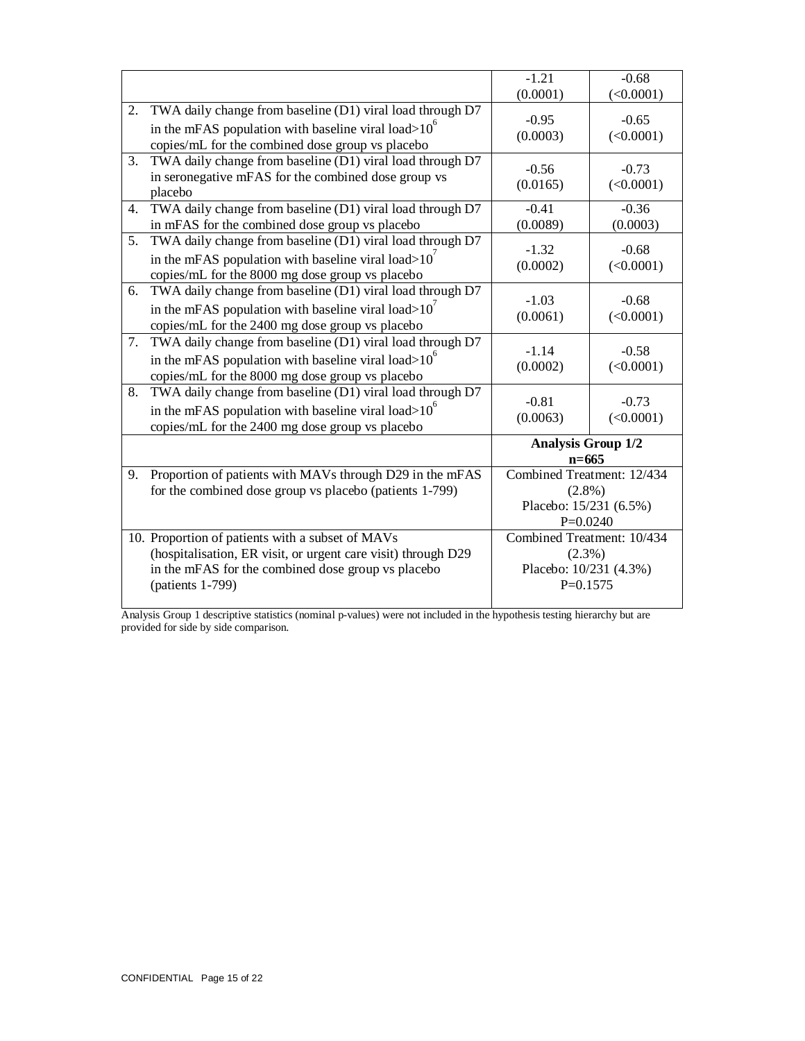| | | |
|---|---|---|
| | -1.21 (0.0001) | -0.68 (<0.0001) |
| 2. TWA daily change from baseline (D1) viral load through D7 in the mFAS population with baseline viral load>$10^6$ copies/mL for the combined dose group vs placebo | -0.95 (0.0003) | -0.65 (<0.0001) |
| 3. TWA daily change from baseline (D1) viral load through D7 in seronegative mFAS for the combined dose group vs placebo | -0.56 (0.0165) | -0.73 (<0.0001) |
| 4. TWA daily change from baseline (D1) viral load through D7 in mFAS for the combined dose group vs placebo | -0.41 (0.0089) | -0.36 (0.0003) |
| 5. TWA daily change from baseline (D1) viral load through D7 in the mFAS population with baseline viral load>$10^7$ copies/mL for the 8000 mg dose group vs placebo | -1.32 (0.0002) | -0.68 (<0.0001) |
| 6. TWA daily change from baseline (D1) viral load through D7 in the mFAS population with baseline viral load>$10^7$ copies/mL for the 2400 mg dose group vs placebo | -1.03 (0.0061) | -0.68 (<0.0001) |
| 7. TWA daily change from baseline (D1) viral load through D7 in the mFAS population with baseline viral load>$10^6$ copies/mL for the 8000 mg dose group vs placebo | -1.14 (0.0002) | -0.58 (<0.0001) |
| 8. TWA daily change from baseline (D1) viral load through D7 in the mFAS population with baseline viral load>$10^6$ copies/mL for the 2400 mg dose group vs placebo | -0.81 (0.0063) | -0.73 (<0.0001) |
| | **Analysis Group 1/2 n=665** | |
| 9. Proportion of patients with MAVs through D29 in the mFAS for the combined dose group vs placebo (patients 1-799) | Combined Treatment: 12/434 (2.8%) Placebo: 15/231 (6.5%) P=0.0240 | |
| 10. Proportion of patients with a subset of MAVs (hospitalisation, ER visit, or urgent care visit) through D29 in the mFAS for the combined dose group vs placebo (patients 1-799) | Combined Treatment: 10/434 (2.3%) Placebo: 10/231 (4.3%) P=0.1575 | |

Analysis Group 1 descriptive statistics (nominal p-values) were not included in the hypothesis testing hierarchy but are provided for side by side comparison.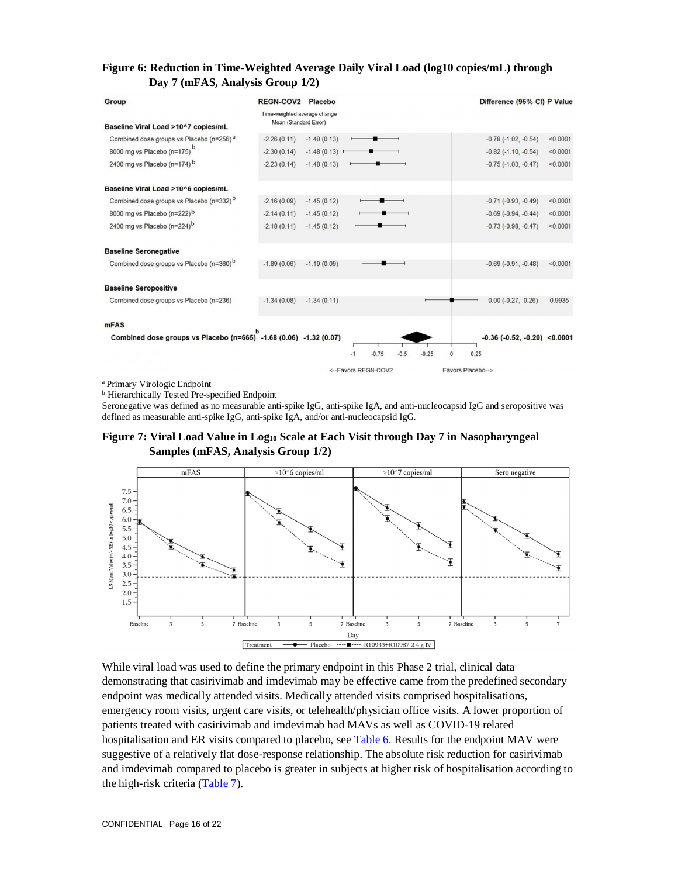**Figure 6: Reduction in Time-Weighted Average Daily Viral Load (log10 copies/mL) through Day 7 (mFAS, Analysis Group 1/2)**

| Group | REGN-COV2 | Placebo | Difference (95% CI) | P Value |
|---|---|---|---|---|
| | Time-weighted average change Mean (Standard Error) | | | |
| **Baseline Viral Load >10^7 copies/mL** | | | | |
| Combined dose groups vs Placebo (n=256)[a] | -2.26 (0.11) | -1.48 (0.13) | -0.78 (-1.02, -0.54) | <0.0001 |
| 8000 mg vs Placebo (n=175)[b] | -2.30 (0.14) | -1.48 (0.13) | -0.82 (-1.10, -0.54) | <0.0001 |
| 2400 mg vs Placebo (n=174)[b] | -2.23 (0.14) | -1.48 (0.13) | -0.75 (-1.03, -0.47) | <0.0001 |
| **Baseline Viral Load >10^6 copies/mL** | | | | |
| Combined dose groups vs Placebo (n=332)[b] | -2.16 (0.09) | -1.45 (0.12) | -0.71 (-0.93, -0.49) | <0.0001 |
| 8000 mg vs Placebo (n=222)[b] | -2.14 (0.11) | -1.45 (0.12) | -0.69 (-0.94, -0.44) | <0.0001 |
| 2400 mg vs Placebo (n=224)[b] | -2.18 (0.11) | -1.45 (0.12) | -0.73 (-0.98, -0.47) | <0.0001 |
| **Baseline Seronegative** | | | | |
| Combined dose groups vs Placebo (n=360)[b] | -1.89 (0.06) | -1.19 (0.09) | -0.69 (-0.91, -0.48) | <0.0001 |
| **Baseline Seropositive** | | | | |
| Combined dose groups vs Placebo (n=236) | -1.34 (0.08) | -1.34 (0.11) | 0.00 (-0.27, 0.26) | 0.9935 |
| **mFAS** | | | | |
| **Combined dose groups vs Placebo (n=665)[b]** | **-1.68 (0.06)** | **-1.32 (0.07)** | **-0.36 (-0.52, -0.20)** | **<0.0001** |

<--Favors REGN-COV2 | Favors Placebo-->

[a] Primary Virologic Endpoint
[b] Hierarchically Tested Pre-specified Endpoint
Seronegative was defined as no measurable anti-spike IgG, anti-spike IgA, and anti-nucleocapsid IgG and seropositive was defined as measurable anti-spike IgG, anti-spike IgA, and/or anti-nucleocapsid IgG.

**Figure 7: Viral Load Value in Log$_{10}$ Scale at Each Visit through Day 7 in Nasopharyngeal Samples (mFAS, Analysis Group 1/2)**

While viral load was used to define the primary endpoint in this Phase 2 trial, clinical data demonstrating that casirivimab and imdevimab may be effective came from the predefined secondary endpoint was medically attended visits. Medically attended visits comprised hospitalisations, emergency room visits, urgent care visits, or telehealth/physician office visits. A lower proportion of patients treated with casirivimab and imdevimab had MAVs as well as COVID-19 related hospitalisation and ER visits compared to placebo, see Table 6. Results for the endpoint MAV were suggestive of a relatively flat dose-response relationship. The absolute risk reduction for casirivimab and imdevimab compared to placebo is greater in subjects at higher risk of hospitalisation according to the high-risk criteria (Table 7).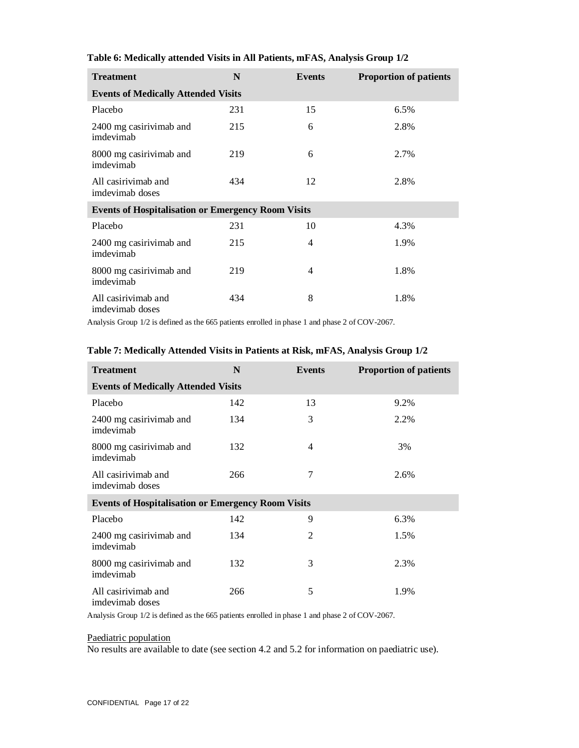**Table 6: Medically attended Visits in All Patients, mFAS, Analysis Group 1/2**

| Treatment | N | Events | Proportion of patients |
|---|---|---|---|
| **Events of Medically Attended Visits** | | | |
| Placebo | 231 | 15 | 6.5% |
| 2400 mg casirivimab and imdevimab | 215 | 6 | 2.8% |
| 8000 mg casirivimab and imdevimab | 219 | 6 | 2.7% |
| All casirivimab and imdevimab doses | 434 | 12 | 2.8% |
| **Events of Hospitalisation or Emergency Room Visits** | | | |
| Placebo | 231 | 10 | 4.3% |
| 2400 mg casirivimab and imdevimab | 215 | 4 | 1.9% |
| 8000 mg casirivimab and imdevimab | 219 | 4 | 1.8% |
| All casirivimab and imdevimab doses | 434 | 8 | 1.8% |

Analysis Group 1/2 is defined as the 665 patients enrolled in phase 1 and phase 2 of COV-2067.

**Table 7: Medically Attended Visits in Patients at Risk, mFAS, Analysis Group 1/2**

| Treatment | N | Events | Proportion of patients |
|---|---|---|---|
| **Events of Medically Attended Visits** | | | |
| Placebo | 142 | 13 | 9.2% |
| 2400 mg casirivimab and imdevimab | 134 | 3 | 2.2% |
| 8000 mg casirivimab and imdevimab | 132 | 4 | 3% |
| All casirivimab and imdevimab doses | 266 | 7 | 2.6% |
| **Events of Hospitalisation or Emergency Room Visits** | | | |
| Placebo | 142 | 9 | 6.3% |
| 2400 mg casirivimab and imdevimab | 134 | 2 | 1.5% |
| 8000 mg casirivimab and imdevimab | 132 | 3 | 2.3% |
| All casirivimab and imdevimab doses | 266 | 5 | 1.9% |

Analysis Group 1/2 is defined as the 665 patients enrolled in phase 1 and phase 2 of COV-2067.

Paediatric population

No results are available to date (see section 4.2 and 5.2 for information on paediatric use).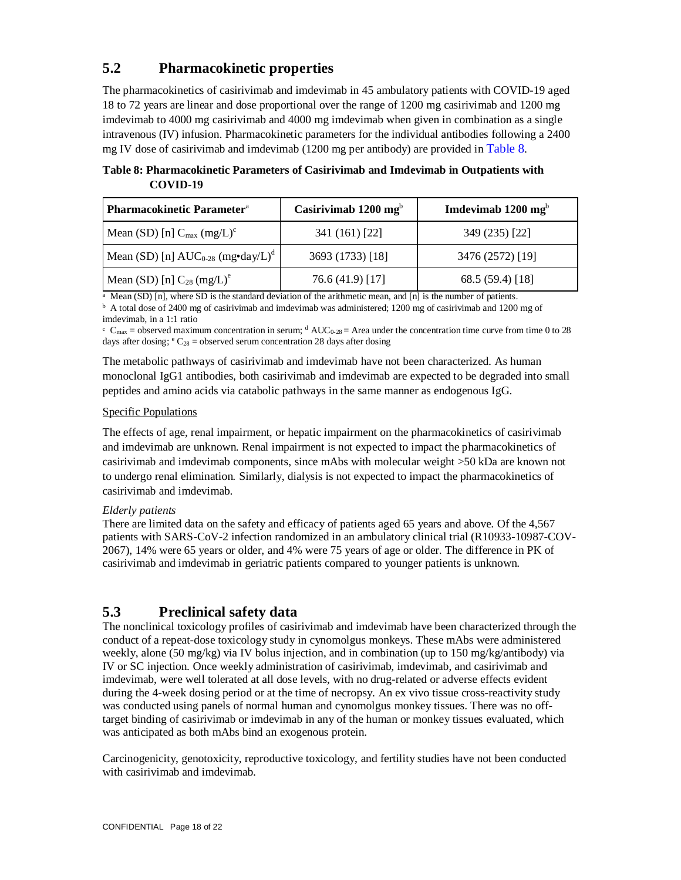## 5.2 Pharmacokinetic properties

The pharmacokinetics of casirivimab and imdevimab in 45 ambulatory patients with COVID-19 aged 18 to 72 years are linear and dose proportional over the range of 1200 mg casirivimab and 1200 mg imdevimab to 4000 mg casirivimab and 4000 mg imdevimab when given in combination as a single intravenous (IV) infusion. Pharmacokinetic parameters for the individual antibodies following a 2400 mg IV dose of casirivimab and imdevimab (1200 mg per antibody) are provided in Table 8.

**Table 8: Pharmacokinetic Parameters of Casirivimab and Imdevimab in Outpatients with COVID-19**

| Pharmacokinetic Parameter[a] | Casirivimab 1200 mg[b] | Imdevimab 1200 mg[b] |
|---|---|---|
| Mean (SD) [n] $C_{max}$ (mg/L)[c] | 341 (161) [22] | 349 (235) [22] |
| Mean (SD) [n] $AUC_{0\text{-}28}$ (mg•day/L)[d] | 3693 (1733) [18] | 3476 (2572) [19] |
| Mean (SD) [n] $C_{28}$ (mg/L)[e] | 76.6 (41.9) [17] | 68.5 (59.4) [18] |

[a] Mean (SD) [n], where SD is the standard deviation of the arithmetic mean, and [n] is the number of patients.
[b] A total dose of 2400 mg of casirivimab and imdevimab was administered; 1200 mg of casirivimab and 1200 mg of imdevimab, in a 1:1 ratio
[c] $C_{max}$ = observed maximum concentration in serum; [d] $AUC_{0\text{-}28}$ = Area under the concentration time curve from time 0 to 28 days after dosing; [e] $C_{28}$ = observed serum concentration 28 days after dosing

The metabolic pathways of casirivimab and imdevimab have not been characterized. As human monoclonal IgG1 antibodies, both casirivimab and imdevimab are expected to be degraded into small peptides and amino acids via catabolic pathways in the same manner as endogenous IgG.

Specific Populations

The effects of age, renal impairment, or hepatic impairment on the pharmacokinetics of casirivimab and imdevimab are unknown. Renal impairment is not expected to impact the pharmacokinetics of casirivimab and imdevimab components, since mAbs with molecular weight >50 kDa are known not to undergo renal elimination. Similarly, dialysis is not expected to impact the pharmacokinetics of casirivimab and imdevimab.

*Elderly patients*
There are limited data on the safety and efficacy of patients aged 65 years and above. Of the 4,567 patients with SARS-CoV-2 infection randomized in an ambulatory clinical trial (R10933-10987-COV-2067), 14% were 65 years or older, and 4% were 75 years of age or older. The difference in PK of casirivimab and imdevimab in geriatric patients compared to younger patients is unknown.

## 5.3 Preclinical safety data

The nonclinical toxicology profiles of casirivimab and imdevimab have been characterized through the conduct of a repeat-dose toxicology study in cynomolgus monkeys. These mAbs were administered weekly, alone (50 mg/kg) via IV bolus injection, and in combination (up to 150 mg/kg/antibody) via IV or SC injection. Once weekly administration of casirivimab, imdevimab, and casirivimab and imdevimab, were well tolerated at all dose levels, with no drug-related or adverse effects evident during the 4-week dosing period or at the time of necropsy. An ex vivo tissue cross-reactivity study was conducted using panels of normal human and cynomolgus monkey tissues. There was no off-target binding of casirivimab or imdevimab in any of the human or monkey tissues evaluated, which was anticipated as both mAbs bind an exogenous protein.

Carcinogenicity, genotoxicity, reproductive toxicology, and fertility studies have not been conducted with casirivimab and imdevimab.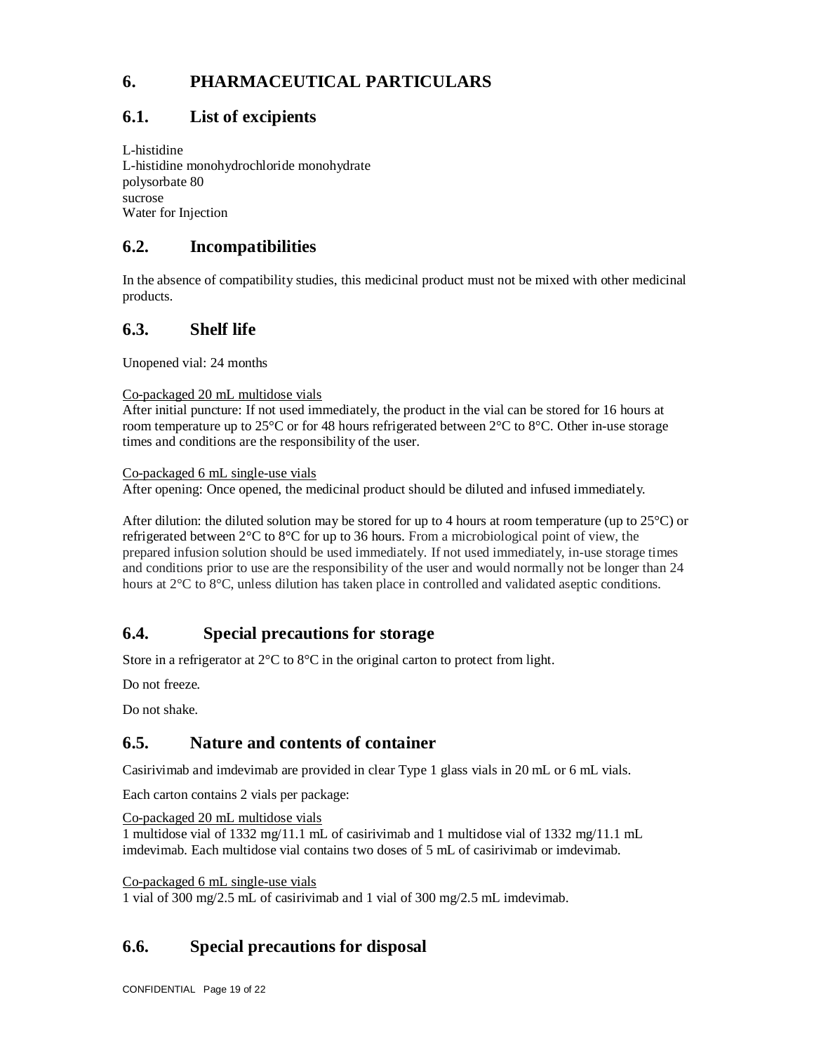## 6. PHARMACEUTICAL PARTICULARS

### 6.1. List of excipients

L-histidine
L-histidine monohydrochloride monohydrate
polysorbate 80
sucrose
Water for Injection

### 6.2. Incompatibilities

In the absence of compatibility studies, this medicinal product must not be mixed with other medicinal products.

### 6.3. Shelf life

Unopened vial: 24 months

Co-packaged 20 mL multidose vials
After initial puncture: If not used immediately, the product in the vial can be stored for 16 hours at room temperature up to 25°C or for 48 hours refrigerated between 2°C to 8°C. Other in-use storage times and conditions are the responsibility of the user.

Co-packaged 6 mL single-use vials
After opening: Once opened, the medicinal product should be diluted and infused immediately.

After dilution: the diluted solution may be stored for up to 4 hours at room temperature (up to 25°C) or refrigerated between 2°C to 8°C for up to 36 hours. From a microbiological point of view, the prepared infusion solution should be used immediately. If not used immediately, in-use storage times and conditions prior to use are the responsibility of the user and would normally not be longer than 24 hours at 2°C to 8°C, unless dilution has taken place in controlled and validated aseptic conditions.

### 6.4. Special precautions for storage

Store in a refrigerator at 2°C to 8°C in the original carton to protect from light.

Do not freeze.

Do not shake.

### 6.5. Nature and contents of container

Casirivimab and imdevimab are provided in clear Type 1 glass vials in 20 mL or 6 mL vials.

Each carton contains 2 vials per package:

Co-packaged 20 mL multidose vials
1 multidose vial of 1332 mg/11.1 mL of casirivimab and 1 multidose vial of 1332 mg/11.1 mL imdevimab. Each multidose vial contains two doses of 5 mL of casirivimab or imdevimab.

Co-packaged 6 mL single-use vials
1 vial of 300 mg/2.5 mL of casirivimab and 1 vial of 300 mg/2.5 mL imdevimab.

### 6.6. Special precautions for disposal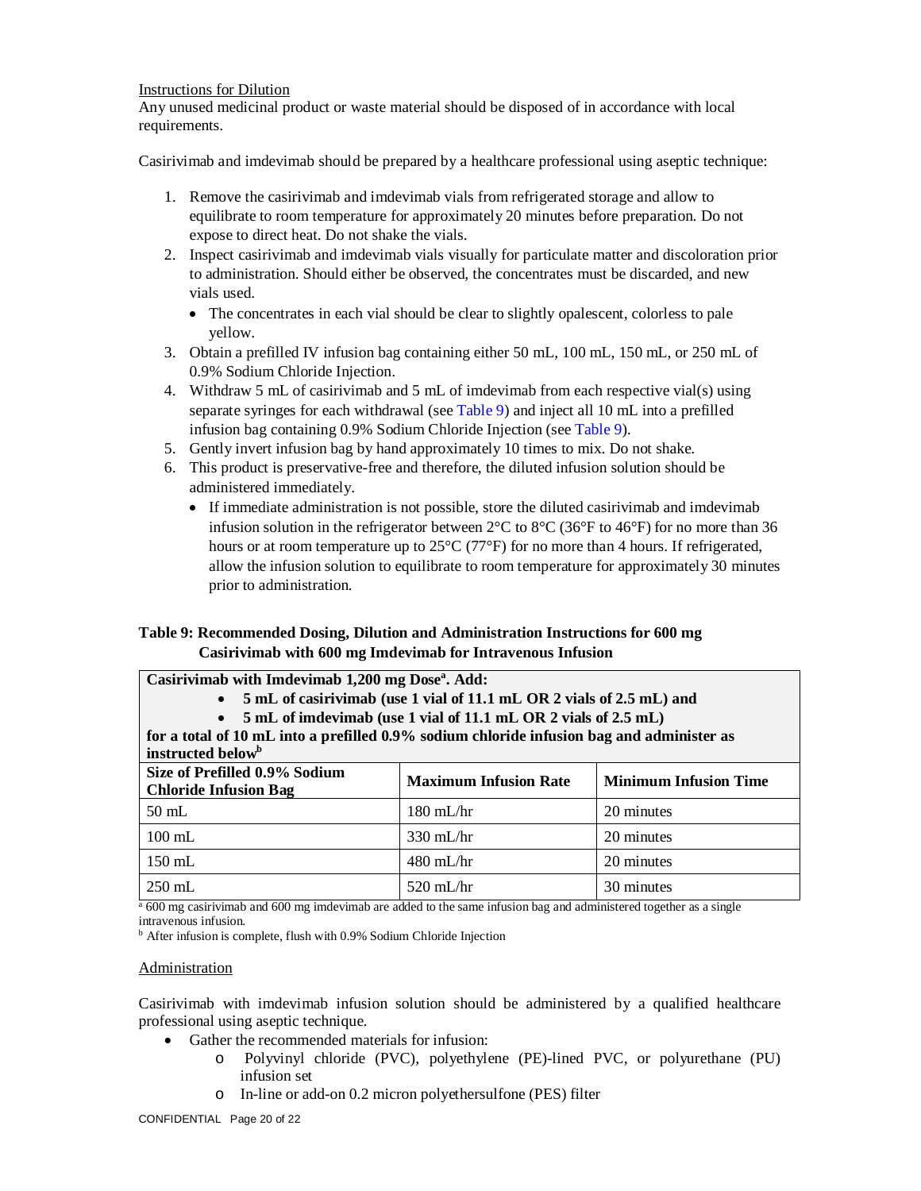Instructions for Dilution

Any unused medicinal product or waste material should be disposed of in accordance with local requirements.

Casirivimab and imdevimab should be prepared by a healthcare professional using aseptic technique:

1. Remove the casirivimab and imdevimab vials from refrigerated storage and allow to equilibrate to room temperature for approximately 20 minutes before preparation. Do not expose to direct heat. Do not shake the vials.
2. Inspect casirivimab and imdevimab vials visually for particulate matter and discoloration prior to administration. Should either be observed, the concentrates must be discarded, and new vials used.
   - The concentrates in each vial should be clear to slightly opalescent, colorless to pale yellow.
3. Obtain a prefilled IV infusion bag containing either 50 mL, 100 mL, 150 mL, or 250 mL of 0.9% Sodium Chloride Injection.
4. Withdraw 5 mL of casirivimab and 5 mL of imdevimab from each respective vial(s) using separate syringes for each withdrawal (see Table 9) and inject all 10 mL into a prefilled infusion bag containing 0.9% Sodium Chloride Injection (see Table 9).
5. Gently invert infusion bag by hand approximately 10 times to mix. Do not shake.
6. This product is preservative-free and therefore, the diluted infusion solution should be administered immediately.
   - If immediate administration is not possible, store the diluted casirivimab and imdevimab infusion solution in the refrigerator between 2°C to 8°C (36°F to 46°F) for no more than 36 hours or at room temperature up to 25°C (77°F) for no more than 4 hours. If refrigerated, allow the infusion solution to equilibrate to room temperature for approximately 30 minutes prior to administration.

**Table 9: Recommended Dosing, Dilution and Administration Instructions for 600 mg Casirivimab with 600 mg Imdevimab for Intravenous Infusion**

| **Casirivimab with Imdevimab 1,200 mg Dose[a]. Add: • 5 mL of casirivimab (use 1 vial of 11.1 mL OR 2 vials of 2.5 mL) and • 5 mL of imdevimab (use 1 vial of 11.1 mL OR 2 vials of 2.5 mL) for a total of 10 mL into a prefilled 0.9% sodium chloride infusion bag and administer as instructed below[b]** | | |
|---|---|---|
| **Size of Prefilled 0.9% Sodium Chloride Infusion Bag** | **Maximum Infusion Rate** | **Minimum Infusion Time** |
| 50 mL | 180 mL/hr | 20 minutes |
| 100 mL | 330 mL/hr | 20 minutes |
| 150 mL | 480 mL/hr | 20 minutes |
| 250 mL | 520 mL/hr | 30 minutes |

[a] 600 mg casirivimab and 600 mg imdevimab are added to the same infusion bag and administered together as a single intravenous infusion.
[b] After infusion is complete, flush with 0.9% Sodium Chloride Injection

Administration

Casirivimab with imdevimab infusion solution should be administered by a qualified healthcare professional using aseptic technique.

- Gather the recommended materials for infusion:
  - Polyvinyl chloride (PVC), polyethylene (PE)-lined PVC, or polyurethane (PU) infusion set
  - In-line or add-on 0.2 micron polyethersulfone (PES) filter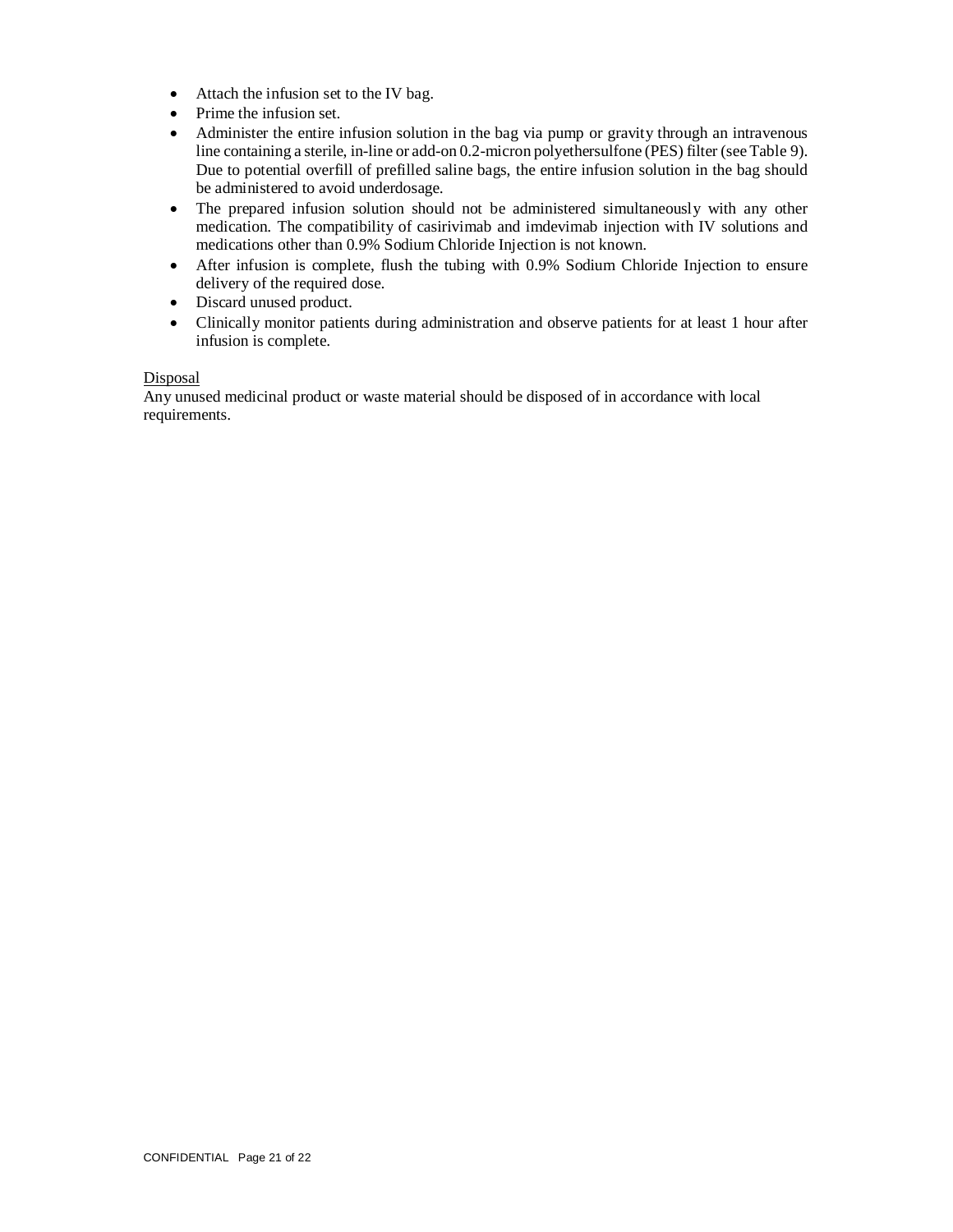- Attach the infusion set to the IV bag.
- Prime the infusion set.
- Administer the entire infusion solution in the bag via pump or gravity through an intravenous line containing a sterile, in-line or add-on 0.2-micron polyethersulfone (PES) filter (see Table 9). Due to potential overfill of prefilled saline bags, the entire infusion solution in the bag should be administered to avoid underdosage.
- The prepared infusion solution should not be administered simultaneously with any other medication. The compatibility of casirivimab and imdevimab injection with IV solutions and medications other than 0.9% Sodium Chloride Injection is not known.
- After infusion is complete, flush the tubing with 0.9% Sodium Chloride Injection to ensure delivery of the required dose.
- Discard unused product.
- Clinically monitor patients during administration and observe patients for at least 1 hour after infusion is complete.

<u>Disposal</u>

Any unused medicinal product or waste material should be disposed of in accordance with local requirements.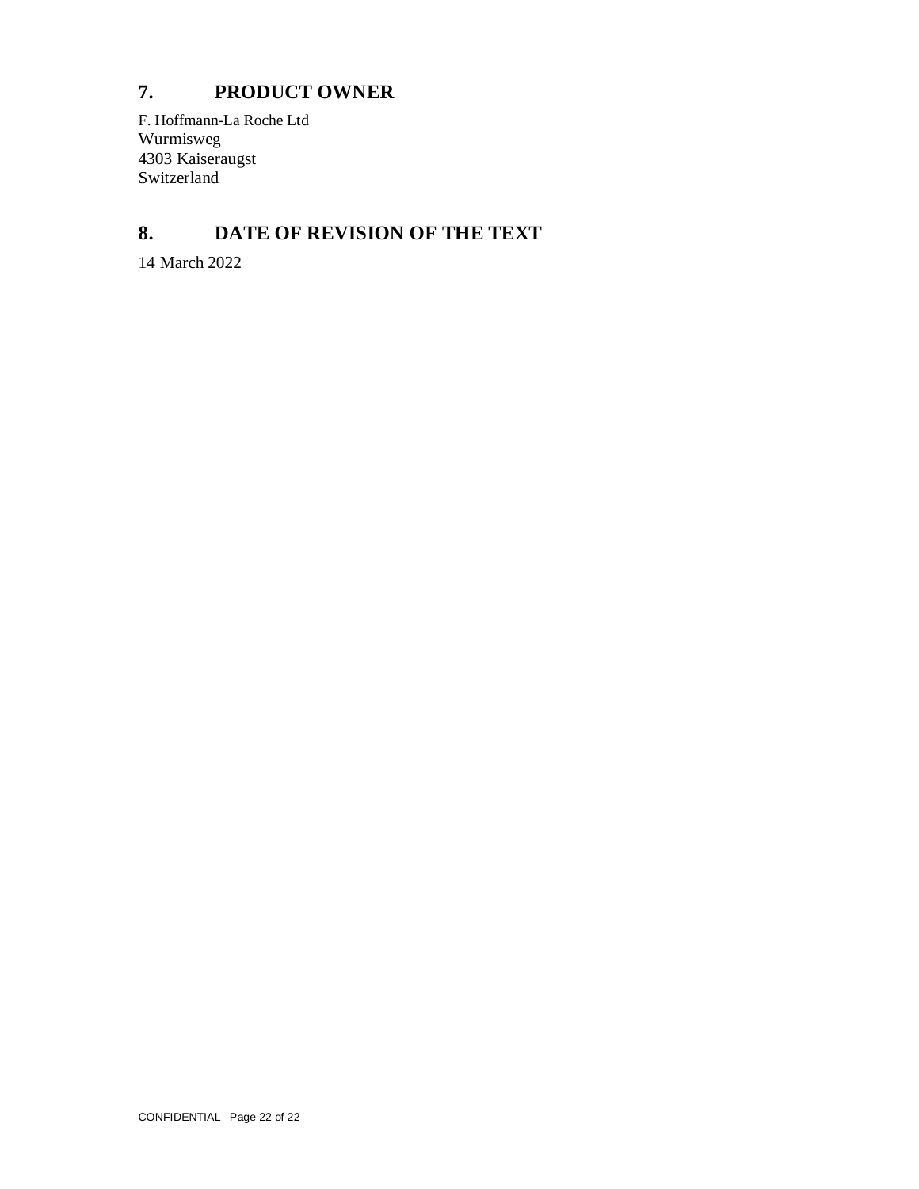## 7. PRODUCT OWNER

F. Hoffmann-La Roche Ltd
Wurmisweg
4303 Kaiseraugst
Switzerland

## 8. DATE OF REVISION OF THE TEXT

14 March 2022